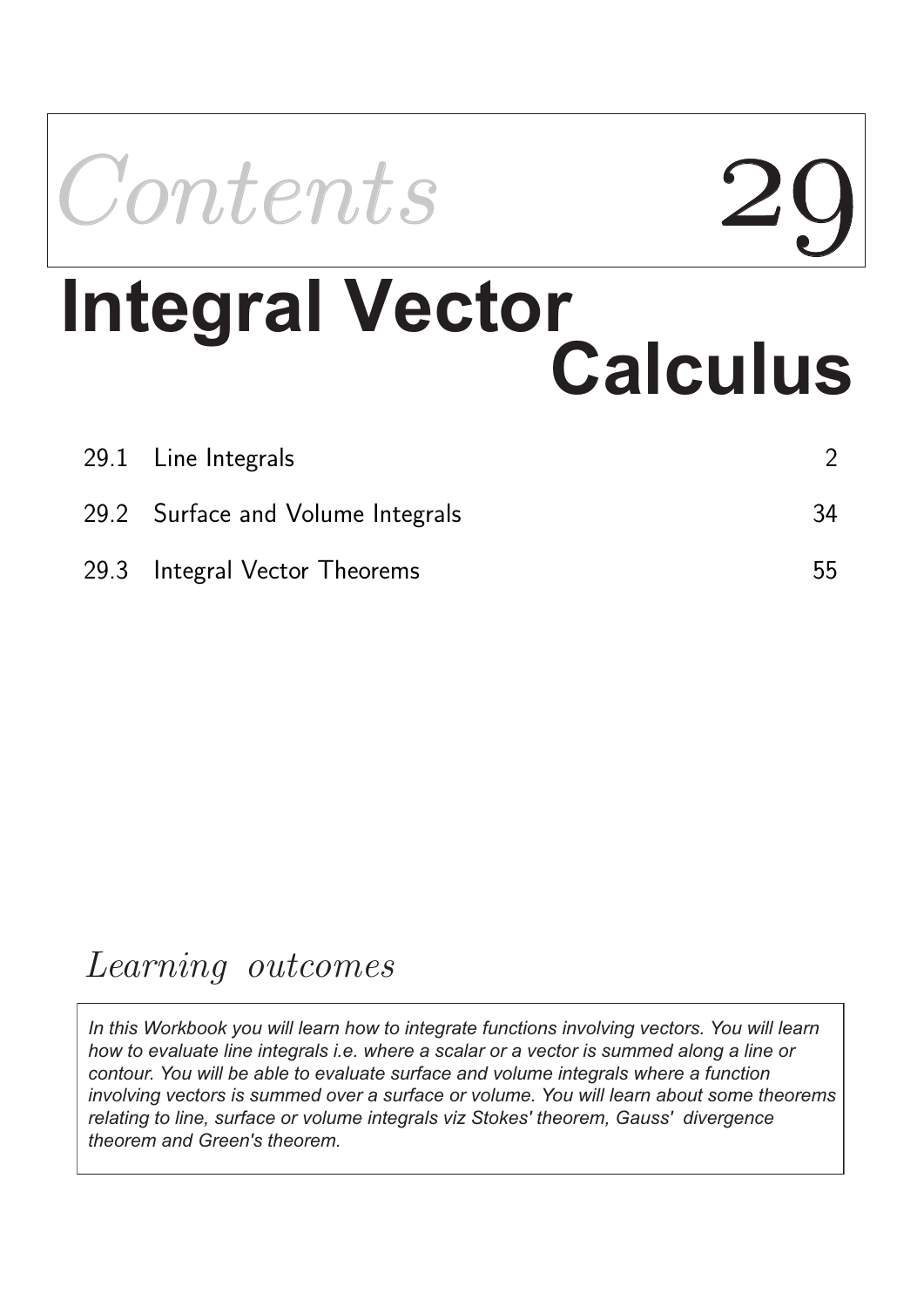# Contents 29

# Integral Vector Calculus

| | | |
|---|---|---|
| 29.1 | Line Integrals | 2 |
| 29.2 | Surface and Volume Integrals | 34 |
| 29.3 | Integral Vector Theorems | 55 |

## *Learning outcomes*

*In this Workbook you will learn how to integrate functions involving vectors. You will learn how to evaluate line integrals i.e. where a scalar or a vector is summed along a line or contour. You will be able to evaluate surface and volume integrals where a function involving vectors is summed over a surface or volume. You will learn about some theorems relating to line, surface or volume integrals viz Stokes' theorem, Gauss' divergence theorem and Green's theorem.*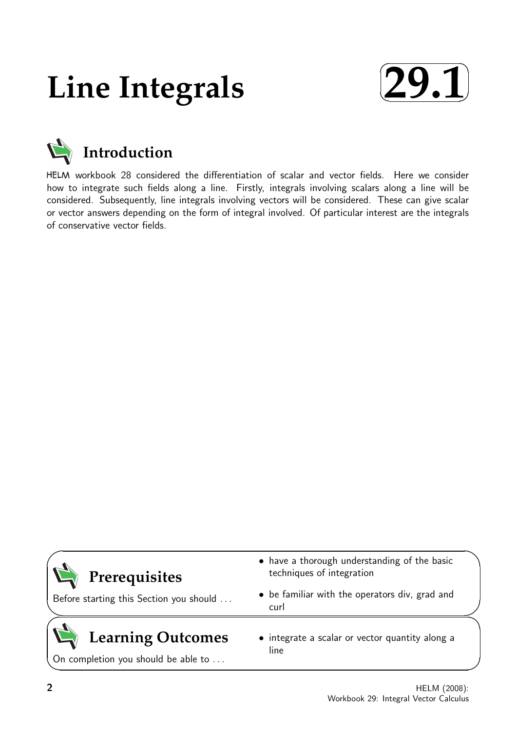# Line Integrals

# 29.1

## Introduction

HELM workbook 28 considered the differentiation of scalar and vector fields. Here we consider how to integrate such fields along a line. Firstly, integrals involving scalars along a line will be considered. Subsequently, line integrals involving vectors will be considered. These can give scalar or vector answers depending on the form of integral involved. Of particular interest are the integrals of conservative vector fields.

## Prerequisites

Before starting this Section you should ...

- have a thorough understanding of the basic techniques of integration
- be familiar with the operators div, grad and curl

## Learning Outcomes

On completion you should be able to ...

- integrate a scalar or vector quantity along a line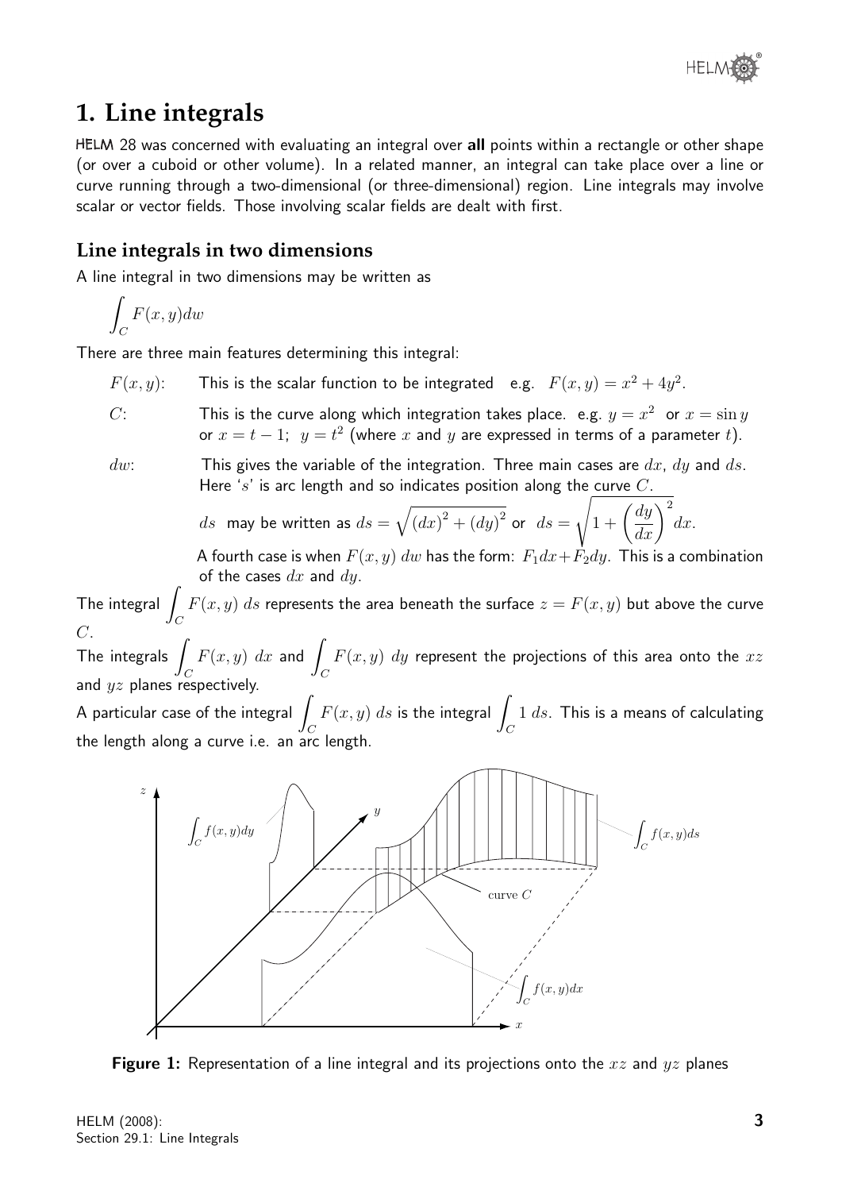# 1. Line integrals

HELM 28 was concerned with evaluating an integral over **all** points within a rectangle or other shape (or over a cuboid or other volume). In a related manner, an integral can take place over a line or curve running through a two-dimensional (or three-dimensional) region. Line integrals may involve scalar or vector fields. Those involving scalar fields are dealt with first.

## Line integrals in two dimensions

A line integral in two dimensions may be written as

$$\int_C F(x,y)dw$$

There are three main features determining this integral:

$F(x,y)$: This is the scalar function to be integrated e.g. $F(x,y) = x^2 + 4y^2$.

$C$: This is the curve along which integration takes place. e.g. $y = x^2$ or $x = \sin y$ or $x = t - 1$; $y = t^2$ (where $x$ and $y$ are expressed in terms of a parameter $t$).

$dw$: This gives the variable of the integration. Three main cases are $dx$, $dy$ and $ds$. Here '$s$' is arc length and so indicates position along the curve $C$.

$ds$ may be written as $ds = \sqrt{(dx)^2 + (dy)^2}$ or $ds = \sqrt{1 + \left(\dfrac{dy}{dx}\right)^2}\,dx$.

A fourth case is when $F(x,y)\,dw$ has the form: $F_1 dx + F_2 dy$. This is a combination of the cases $dx$ and $dy$.

The integral $\displaystyle\int_C F(x,y)\,ds$ represents the area beneath the surface $z = F(x,y)$ but above the curve $C$.

The integrals $\displaystyle\int_C F(x,y)\,dx$ and $\displaystyle\int_C F(x,y)\,dy$ represent the projections of this area onto the $xz$ and $yz$ planes respectively.

A particular case of the integral $\displaystyle\int_C F(x,y)\,ds$ is the integral $\displaystyle\int_C 1\,ds$. This is a means of calculating the length along a curve i.e. an arc length.

**Figure 1:** Representation of a line integral and its projections onto the $xz$ and $yz$ planes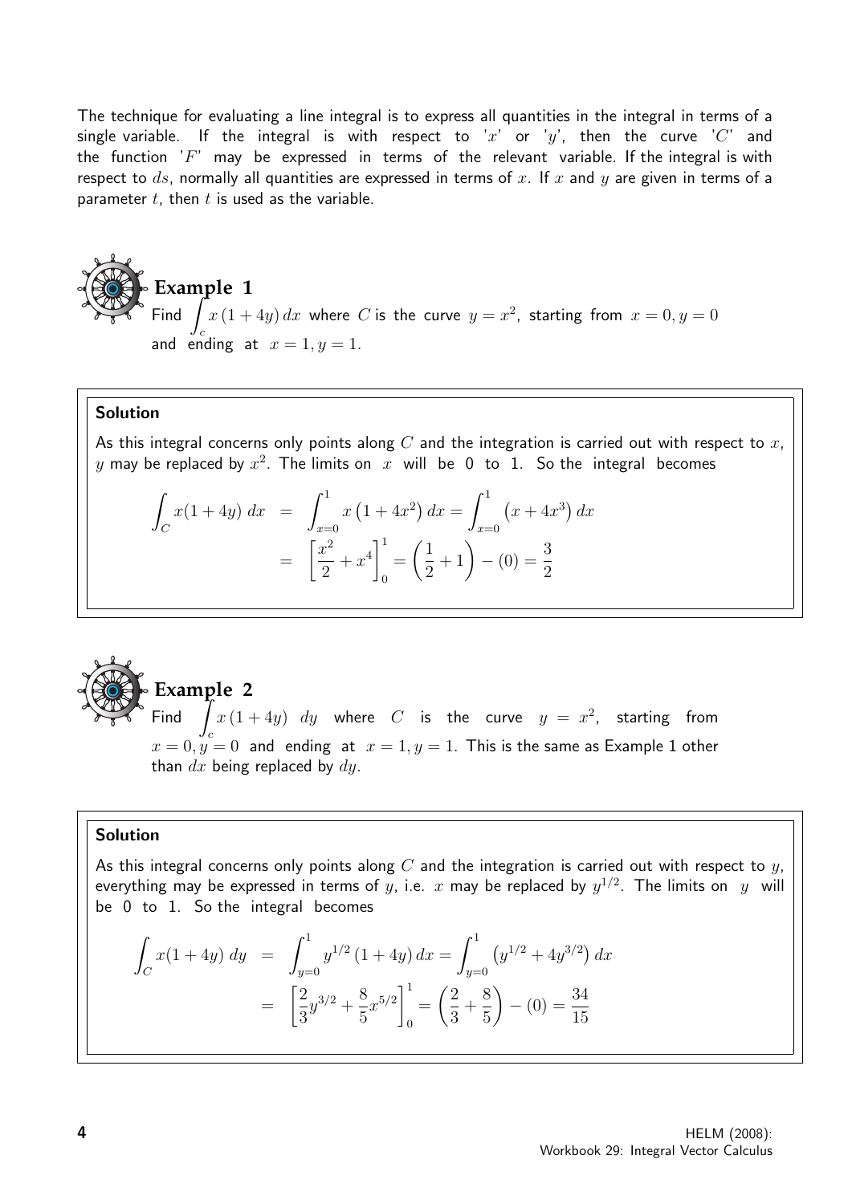The technique for evaluating a line integral is to express all quantities in the integral in terms of a single variable. If the integral is with respect to '$x$' or '$y$', then the curve '$C$' and the function '$F$' may be expressed in terms of the relevant variable. If the integral is with respect to $ds$, normally all quantities are expressed in terms of $x$. If $x$ and $y$ are given in terms of a parameter $t$, then $t$ is used as the variable.

### Example 1

Find $\displaystyle\int_c x\,(1+4y)\,dx$ where $C$ is the curve $y = x^2$, starting from $x = 0, y = 0$ and ending at $x = 1, y = 1$.

**Solution**

As this integral concerns only points along $C$ and the integration is carried out with respect to $x$, $y$ may be replaced by $x^2$. The limits on $x$ will be 0 to 1. So the integral becomes

$$\begin{aligned}\int_C x(1+4y)\,dx &= \int_{x=0}^{1} x\left(1+4x^2\right)dx = \int_{x=0}^{1}\left(x+4x^3\right)dx \\ &= \left[\frac{x^2}{2}+x^4\right]_0^1 = \left(\frac{1}{2}+1\right)-(0) = \frac{3}{2}\end{aligned}$$

### Example 2

Find $\displaystyle\int_c x\,(1+4y)\;\;dy$ where $C$ is the curve $y = x^2$, starting from $x = 0, y = 0$ and ending at $x = 1, y = 1$. This is the same as Example 1 other than $dx$ being replaced by $dy$.

**Solution**

As this integral concerns only points along $C$ and the integration is carried out with respect to $y$, everything may be expressed in terms of $y$, i.e. $x$ may be replaced by $y^{1/2}$. The limits on $y$ will be 0 to 1. So the integral becomes

$$\begin{aligned}\int_C x(1+4y)\;dy &= \int_{y=0}^{1} y^{1/2}\,(1+4y)\,dx = \int_{y=0}^{1}\left(y^{1/2}+4y^{3/2}\right)dx \\ &= \left[\frac{2}{3}y^{3/2}+\frac{8}{5}x^{5/2}\right]_0^1 = \left(\frac{2}{3}+\frac{8}{5}\right)-(0) = \frac{34}{15}\end{aligned}$$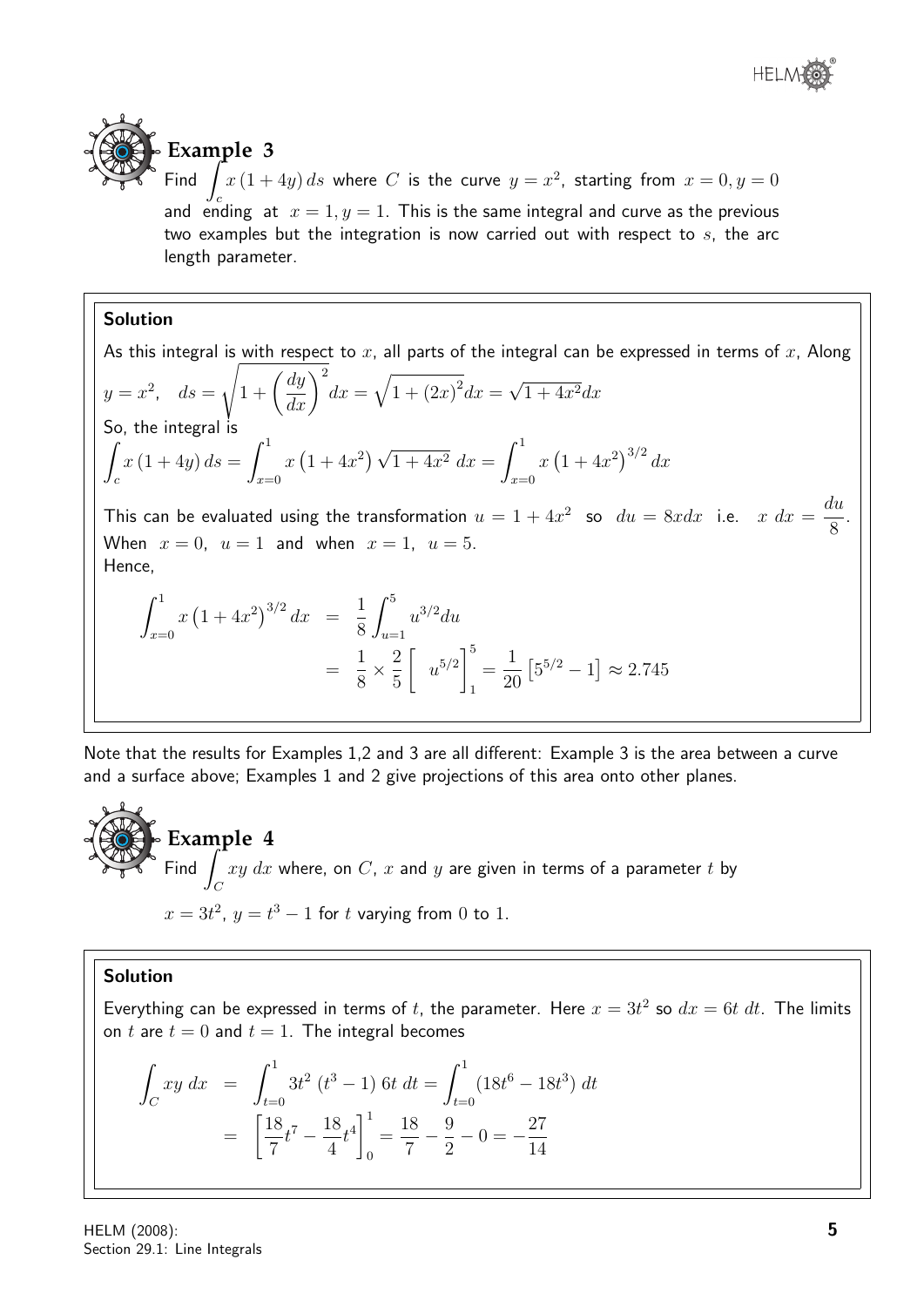## Example 3

Find $\int_c x(1+4y)\,ds$ where $C$ is the curve $y = x^2$, starting from $x = 0, y = 0$ and ending at $x = 1, y = 1$. This is the same integral and curve as the previous two examples but the integration is now carried out with respect to $s$, the arc length parameter.

### Solution

As this integral is with respect to $x$, all parts of the integral can be expressed in terms of $x$, Along $y = x^2$, $\quad ds = \sqrt{1 + \left(\dfrac{dy}{dx}\right)^2}dx = \sqrt{1 + (2x)^2}dx = \sqrt{1+4x^2}dx$

So, the integral is

$$\int_c x(1+4y)\,ds = \int_{x=0}^{1} x\left(1+4x^2\right)\sqrt{1+4x^2}\;dx = \int_{x=0}^{1} x\left(1+4x^2\right)^{3/2}dx$$

This can be evaluated using the transformation $u = 1+4x^2$ so $du = 8xdx$ i.e. $x\;dx = \dfrac{du}{8}$. When $x = 0$, $u = 1$ and when $x = 1$, $u = 5$.

Hence,

$$\begin{aligned}\int_{x=0}^{1} x\left(1+4x^2\right)^{3/2}dx &= \frac{1}{8}\int_{u=1}^{5} u^{3/2}du \\ &= \frac{1}{8}\times\frac{2}{5}\left[\;u^{5/2}\right]_1^5 = \frac{1}{20}\left[5^{5/2}-1\right] \approx 2.745\end{aligned}$$

Note that the results for Examples 1,2 and 3 are all different: Example 3 is the area between a curve and a surface above; Examples 1 and 2 give projections of this area onto other planes.

## Example 4

Find $\int_C xy\;dx$ where, on $C$, $x$ and $y$ are given in terms of a parameter $t$ by

$x = 3t^2$, $y = t^3 - 1$ for $t$ varying from $0$ to $1$.

### Solution

Everything can be expressed in terms of $t$, the parameter. Here $x = 3t^2$ so $dx = 6t\;dt$. The limits on $t$ are $t = 0$ and $t = 1$. The integral becomes

$$\begin{aligned}\int_C xy\;dx &= \int_{t=0}^{1} 3t^2\,(t^3-1)\;6t\;dt = \int_{t=0}^{1}(18t^6 - 18t^3)\;dt \\ &= \left[\frac{18}{7}t^7 - \frac{18}{4}t^4\right]_0^1 = \frac{18}{7} - \frac{9}{2} - 0 = -\frac{27}{14}\end{aligned}$$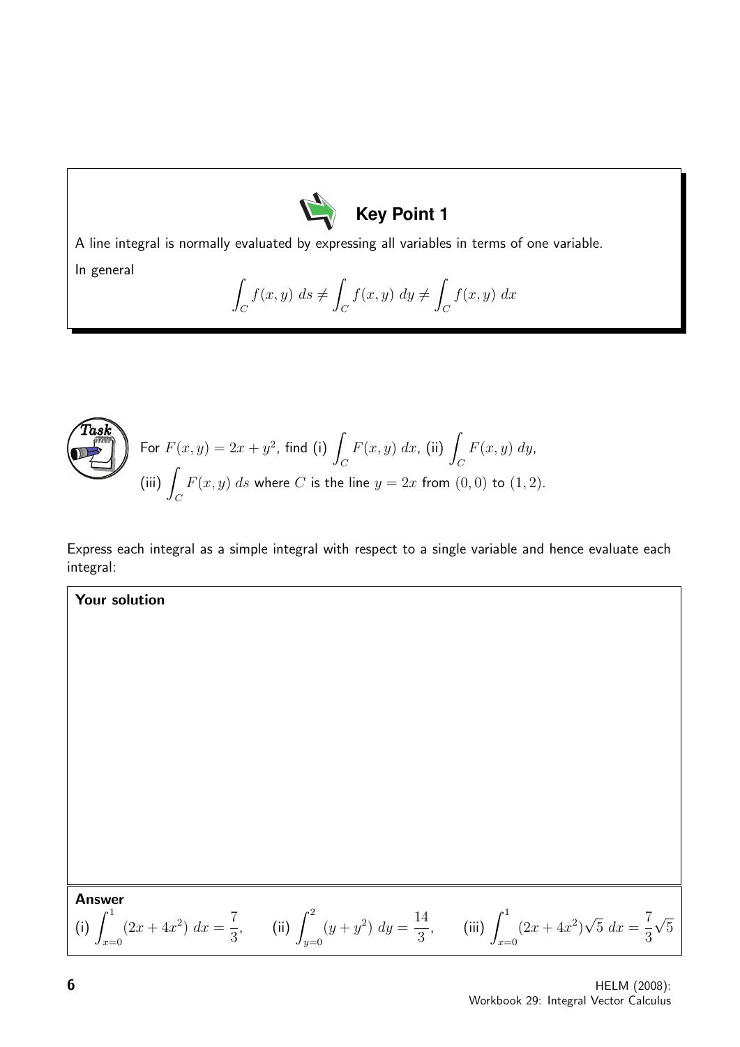**Key Point 1**

A line integral is normally evaluated by expressing all variables in terms of one variable.

In general

$$\int_C f(x,y)\ ds \neq \int_C f(x,y)\ dy \neq \int_C f(x,y)\ dx$$

**Task**

For $F(x,y) = 2x + y^2$, find (i) $\displaystyle\int_C F(x,y)\ dx$, (ii) $\displaystyle\int_C F(x,y)\ dy$, (iii) $\displaystyle\int_C F(x,y)\ ds$ where $C$ is the line $y = 2x$ from $(0,0)$ to $(1,2)$.

Express each integral as a simple integral with respect to a single variable and hence evaluate each integral:

**Your solution**

**Answer**

(i) $\displaystyle\int_{x=0}^{1} (2x + 4x^2)\ dx = \frac{7}{3}$, (ii) $\displaystyle\int_{y=0}^{2} (y + y^2)\ dy = \frac{14}{3}$, (iii) $\displaystyle\int_{x=0}^{1} (2x + 4x^2)\sqrt{5}\ dx = \frac{7}{3}\sqrt{5}$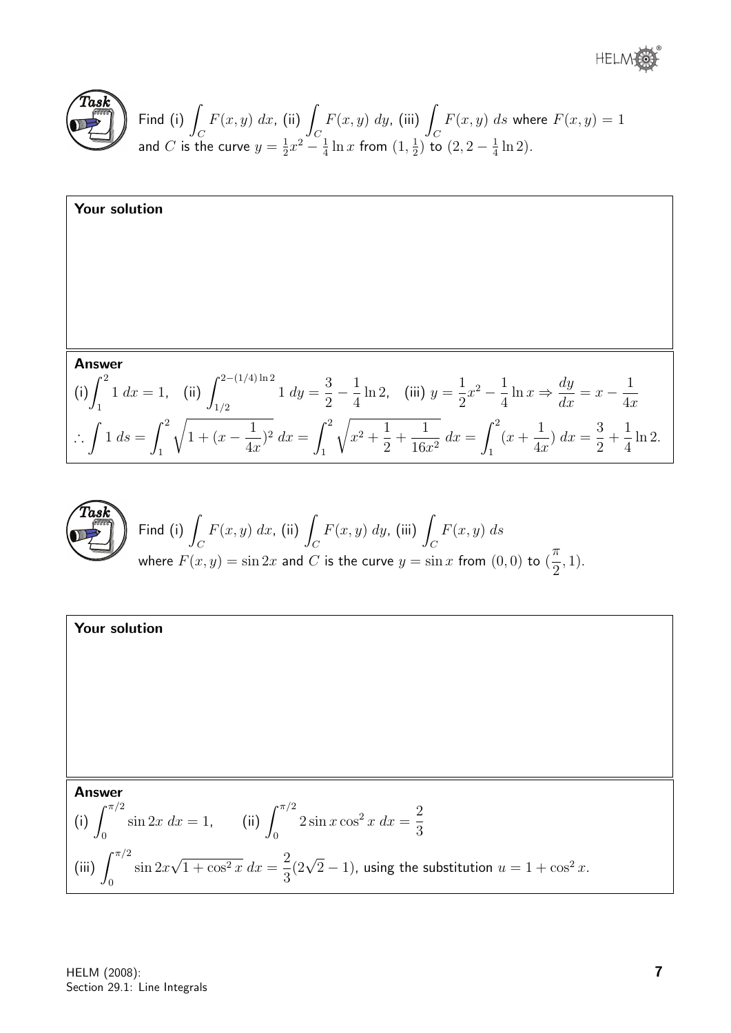**Task**

Find (i) $\int_C F(x,y)\,dx$, (ii) $\int_C F(x,y)\,dy$, (iii) $\int_C F(x,y)\,ds$ where $F(x,y) = 1$ and $C$ is the curve $y = \frac{1}{2}x^2 - \frac{1}{4}\ln x$ from $(1, \frac{1}{2})$ to $(2, 2 - \frac{1}{4}\ln 2)$.

**Your solution**

**Answer**

(i) $\int_1^2 1\,dx = 1$, (ii) $\int_{1/2}^{2-(1/4)\ln 2} 1\,dy = \frac{3}{2} - \frac{1}{4}\ln 2$, (iii) $y = \frac{1}{2}x^2 - \frac{1}{4}\ln x \Rightarrow \frac{dy}{dx} = x - \frac{1}{4x}$

$$\therefore \int 1\,ds = \int_1^2 \sqrt{1 + (x - \frac{1}{4x})^2}\,dx = \int_1^2 \sqrt{x^2 + \frac{1}{2} + \frac{1}{16x^2}}\,dx = \int_1^2 (x + \frac{1}{4x})\,dx = \frac{3}{2} + \frac{1}{4}\ln 2.$$

**Task**

Find (i) $\int_C F(x,y)\,dx$, (ii) $\int_C F(x,y)\,dy$, (iii) $\int_C F(x,y)\,ds$ where $F(x,y) = \sin 2x$ and $C$ is the curve $y = \sin x$ from $(0,0)$ to $(\frac{\pi}{2}, 1)$.

**Your solution**

**Answer**

(i) $\int_0^{\pi/2} \sin 2x\,dx = 1$, (ii) $\int_0^{\pi/2} 2\sin x \cos^2 x\,dx = \frac{2}{3}$

(iii) $\int_0^{\pi/2} \sin 2x \sqrt{1 + \cos^2 x}\,dx = \frac{2}{3}(2\sqrt{2} - 1)$, using the substitution $u = 1 + \cos^2 x$.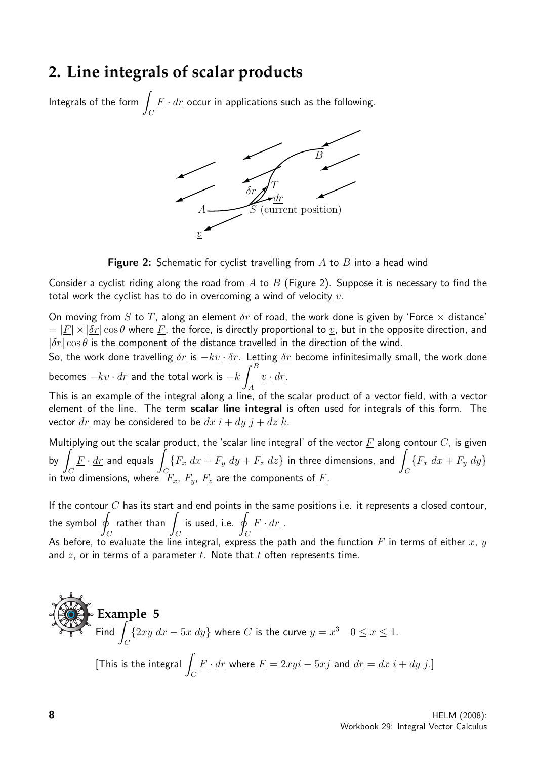## 2. Line integrals of scalar products

Integrals of the form $\int_C \underline{F} \cdot \underline{dr}$ occur in applications such as the following.

**Figure 2:** Schematic for cyclist travelling from $A$ to $B$ into a head wind

Consider a cyclist riding along the road from $A$ to $B$ (Figure 2). Suppose it is necessary to find the total work the cyclist has to do in overcoming a wind of velocity $\underline{v}$.

On moving from $S$ to $T$, along an element $\underline{\delta r}$ of road, the work done is given by 'Force $\times$ distance' $= |\underline{F}| \times |\underline{\delta r}| \cos\theta$ where $\underline{F}$, the force, is directly proportional to $\underline{v}$, but in the opposite direction, and $|\underline{\delta r}| \cos\theta$ is the component of the distance travelled in the direction of the wind.

So, the work done travelling $\underline{\delta r}$ is $-k\underline{v} \cdot \underline{\delta r}$. Letting $\underline{\delta r}$ become infinitesimally small, the work done becomes $-k\underline{v} \cdot \underline{dr}$ and the total work is $-k\int_A^B \underline{v} \cdot \underline{dr}$.

This is an example of the integral along a line, of the scalar product of a vector field, with a vector element of the line. The term **scalar line integral** is often used for integrals of this form. The vector $\underline{dr}$ may be considered to be $dx\, \underline{i} + dy\, \underline{j} + dz\, \underline{k}$.

Multiplying out the scalar product, the 'scalar line integral' of the vector $\underline{F}$ along contour $C$, is given by $\int_C \underline{F} \cdot \underline{dr}$ and equals $\int_C \{F_x\, dx + F_y\, dy + F_z\, dz\}$ in three dimensions, and $\int_C \{F_x\, dx + F_y\, dy\}$ in two dimensions, where $F_x$, $F_y$, $F_z$ are the components of $\underline{F}$.

If the contour $C$ has its start and end points in the same positions i.e. it represents a closed contour, the symbol $\oint_C$ rather than $\int_C$ is used, i.e. $\oint_C \underline{F} \cdot \underline{dr}$ .

As before, to evaluate the line integral, express the path and the function $\underline{F}$ in terms of either $x$, $y$ and $z$, or in terms of a parameter $t$. Note that $t$ often represents time.

### Example 5

Find $\int_C \{2xy\, dx - 5x\, dy\}$ where $C$ is the curve $y = x^3 \quad 0 \leq x \leq 1$.

[This is the integral $\int_C \underline{F} \cdot \underline{dr}$ where $\underline{F} = 2xy\underline{i} - 5x\underline{j}$ and $\underline{dr} = dx\ \underline{i} + dy\ \underline{j}$.]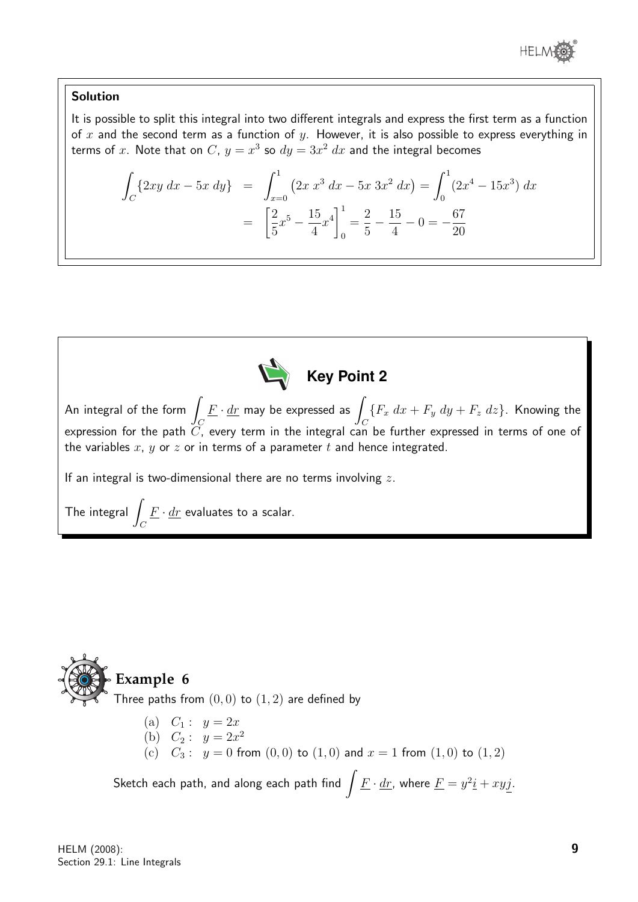**Solution**

It is possible to split this integral into two different integrals and express the first term as a function of $x$ and the second term as a function of $y$. However, it is also possible to express everything in terms of $x$. Note that on $C$, $y = x^3$ so $dy = 3x^2\, dx$ and the integral becomes

$$\begin{aligned}\int_C \{2xy\, dx - 5x\, dy\} &= \int_{x=0}^{1} \left(2x\, x^3\, dx - 5x\, 3x^2\, dx\right) = \int_0^1 (2x^4 - 15x^3)\, dx \\ &= \left[\frac{2}{5}x^5 - \frac{15}{4}x^4\right]_0^1 = \frac{2}{5} - \frac{15}{4} - 0 = -\frac{67}{20}\end{aligned}$$

**Key Point 2**

An integral of the form $\displaystyle\int_C \underline{F} \cdot \underline{dr}$ may be expressed as $\displaystyle\int_C \{F_x\, dx + F_y\, dy + F_z\, dz\}$. Knowing the expression for the path $C$, every term in the integral can be further expressed in terms of one of the variables $x$, $y$ or $z$ or in terms of a parameter $t$ and hence integrated.

If an integral is two-dimensional there are no terms involving $z$.

The integral $\displaystyle\int_C \underline{F} \cdot \underline{dr}$ evaluates to a scalar.

## Example 6

Three paths from $(0,0)$ to $(1,2)$ are defined by

(a) $C_1: \ y = 2x$

(b) $C_2: \ y = 2x^2$

(c) $C_3: \ y = 0$ from $(0,0)$ to $(1,0)$ and $x = 1$ from $(1,0)$ to $(1,2)$

Sketch each path, and along each path find $\displaystyle\int \underline{F} \cdot \underline{dr}$, where $\underline{F} = y^2\underline{i} + xy\underline{j}$.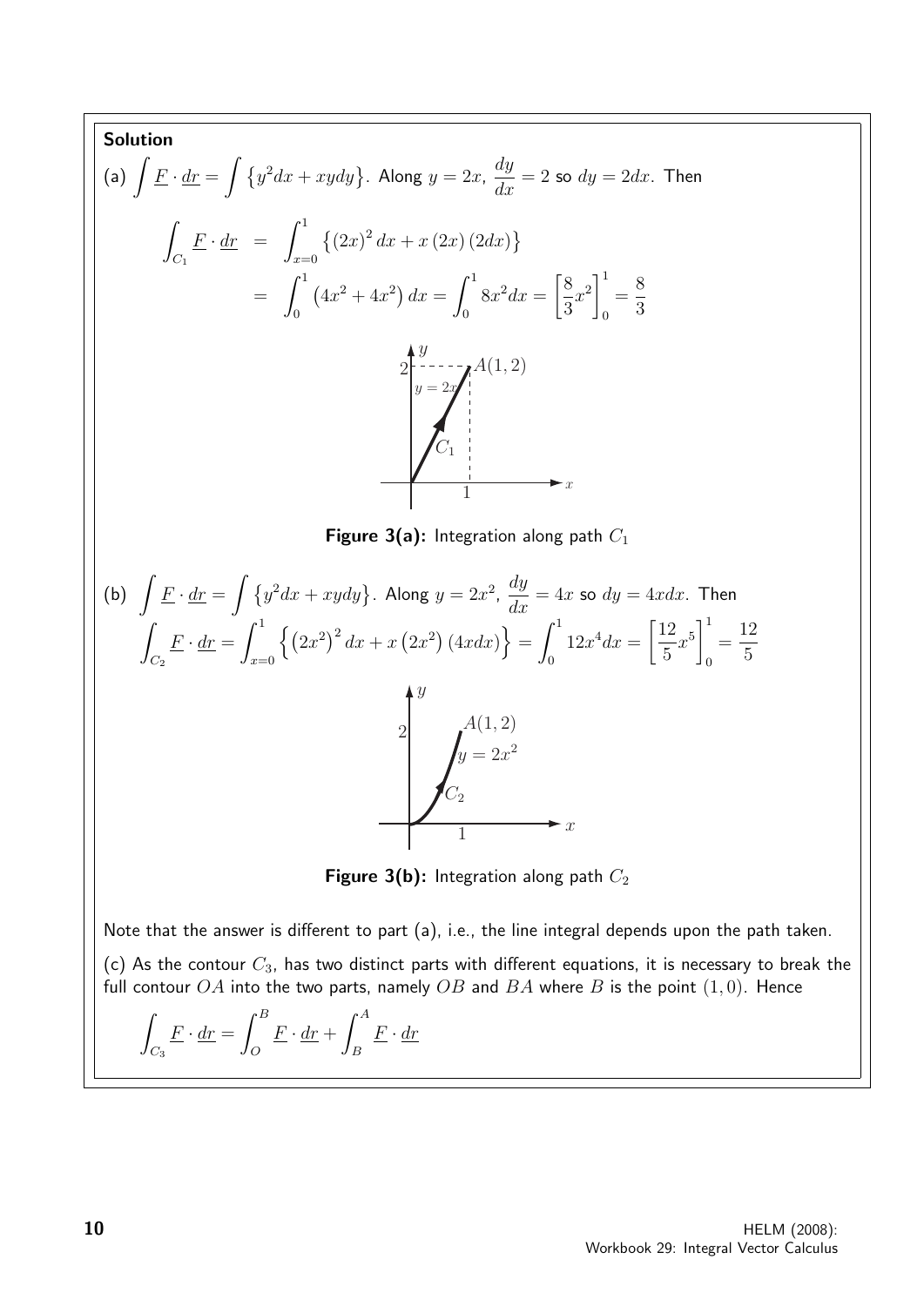**Solution**

(a) $\displaystyle\int \underline{F} \cdot \underline{dr} = \int \left\{ y^2 dx + xy dy \right\}$. Along $y = 2x$, $\dfrac{dy}{dx} = 2$ so $dy = 2dx$. Then

$$\begin{aligned}
\int_{C_1} \underline{F} \cdot \underline{dr} &= \int_{x=0}^{1} \left\{ (2x)^2 dx + x(2x)(2dx) \right\} \\
&= \int_0^1 \left( 4x^2 + 4x^2 \right) dx = \int_0^1 8x^2 dx = \left[ \frac{8}{3}x^2 \right]_0^1 = \frac{8}{3}
\end{aligned}$$

**Figure 3(a):** Integration along path $C_1$

(b) $\displaystyle\int \underline{F} \cdot \underline{dr} = \int \left\{ y^2 dx + xy dy \right\}$. Along $y = 2x^2$, $\dfrac{dy}{dx} = 4x$ so $dy = 4xdx$. Then

$$\int_{C_2} \underline{F} \cdot \underline{dr} = \int_{x=0}^{1} \left\{ \left( 2x^2 \right)^2 dx + x\left( 2x^2 \right)(4xdx) \right\} = \int_0^1 12x^4 dx = \left[ \frac{12}{5}x^5 \right]_0^1 = \frac{12}{5}$$

**Figure 3(b):** Integration along path $C_2$

Note that the answer is different to part (a), i.e., the line integral depends upon the path taken.

(c) As the contour $C_3$, has two distinct parts with different equations, it is necessary to break the full contour $OA$ into the two parts, namely $OB$ and $BA$ where $B$ is the point $(1, 0)$. Hence

$$\int_{C_3} \underline{F} \cdot \underline{dr} = \int_O^B \underline{F} \cdot \underline{dr} + \int_B^A \underline{F} \cdot \underline{dr}$$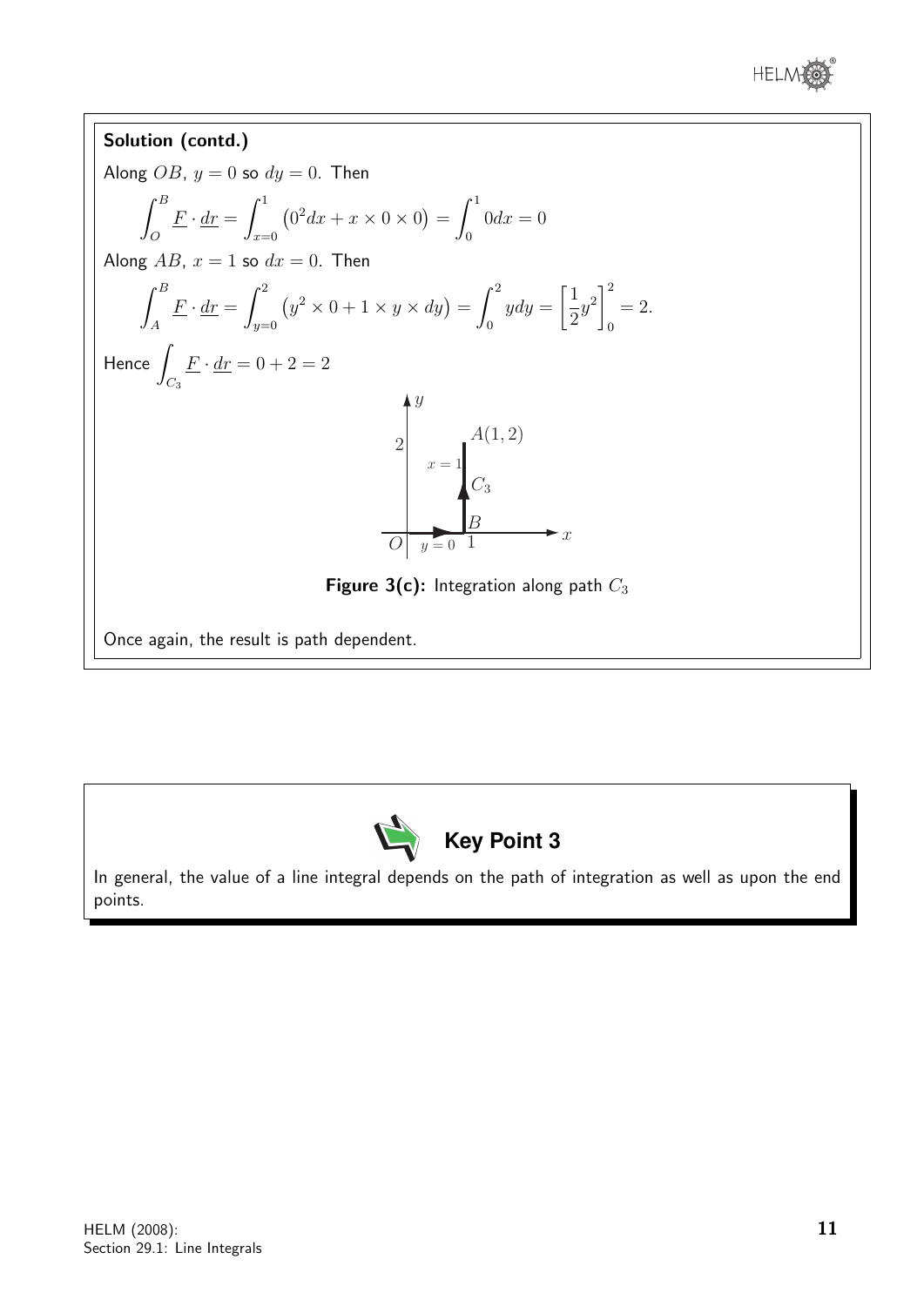**Solution (contd.)**

Along $OB$, $y = 0$ so $dy = 0$. Then

$$\int_O^B \underline{F} \cdot \underline{dr} = \int_{x=0}^{1} \left(0^2 dx + x \times 0 \times 0\right) = \int_0^1 0 dx = 0$$

Along $AB$, $x = 1$ so $dx = 0$. Then

$$\int_A^B \underline{F} \cdot \underline{dr} = \int_{y=0}^{2} \left(y^2 \times 0 + 1 \times y \times dy\right) = \int_0^2 y dy = \left[\frac{1}{2}y^2\right]_0^2 = 2.$$

Hence $\displaystyle\int_{C_3} \underline{F} \cdot \underline{dr} = 0 + 2 = 2$

**Figure 3(c):** Integration along path $C_3$

Once again, the result is path dependent.

**Key Point 3**

In general, the value of a line integral depends on the path of integration as well as upon the end points.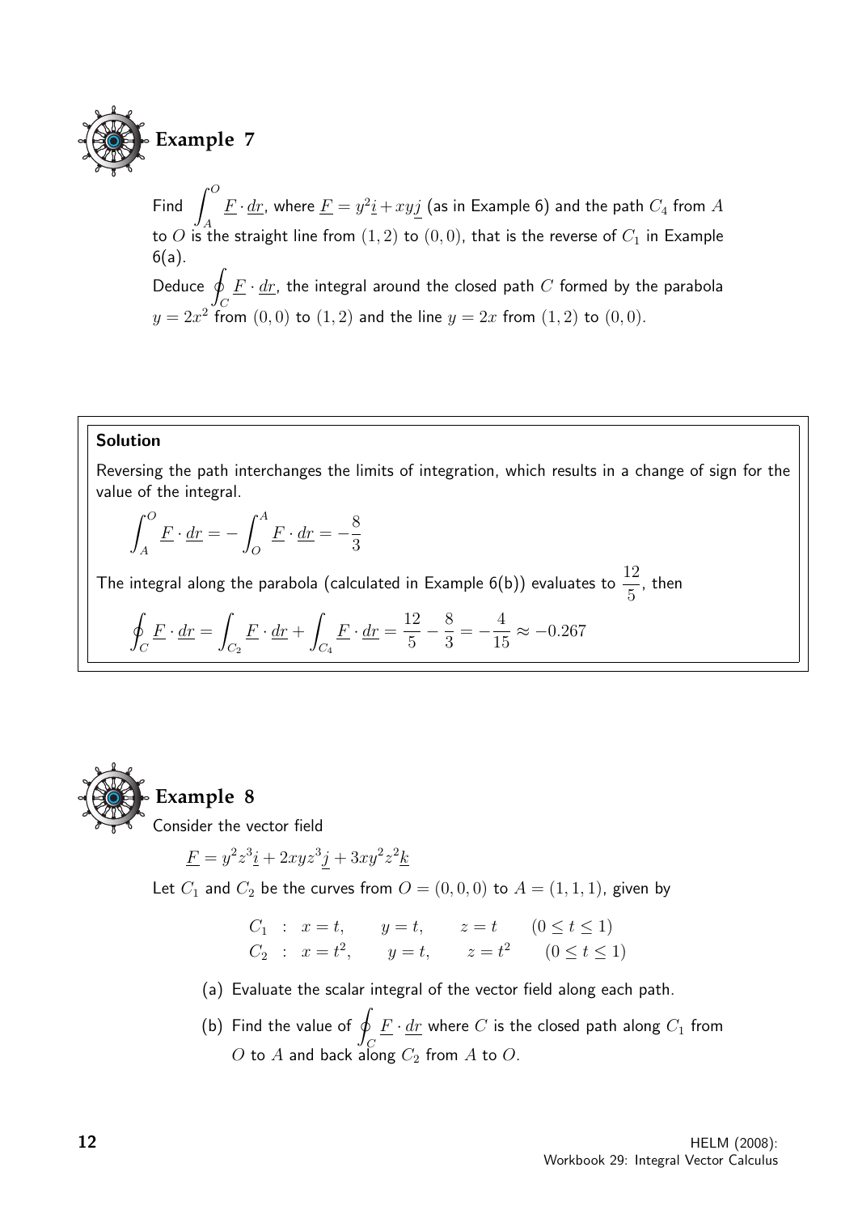## Example 7

Find $\displaystyle\int_A^O \underline{F} \cdot \underline{dr}$, where $\underline{F} = y^2\underline{i} + xy\underline{j}$ (as in Example 6) and the path $C_4$ from $A$ to $O$ is the straight line from $(1,2)$ to $(0,0)$, that is the reverse of $C_1$ in Example 6(a).

Deduce $\displaystyle\oint_C \underline{F} \cdot \underline{dr}$, the integral around the closed path $C$ formed by the parabola $y = 2x^2$ from $(0,0)$ to $(1,2)$ and the line $y = 2x$ from $(1,2)$ to $(0,0)$.

**Solution**

Reversing the path interchanges the limits of integration, which results in a change of sign for the value of the integral.

$$\int_A^O \underline{F} \cdot \underline{dr} = -\int_O^A \underline{F} \cdot \underline{dr} = -\frac{8}{3}$$

The integral along the parabola (calculated in Example 6(b)) evaluates to $\dfrac{12}{5}$, then

$$\oint_C \underline{F} \cdot \underline{dr} = \int_{C_2} \underline{F} \cdot \underline{dr} + \int_{C_4} \underline{F} \cdot \underline{dr} = \frac{12}{5} - \frac{8}{3} = -\frac{4}{15} \approx -0.267$$

## Example 8

Consider the vector field

$$\underline{F} = y^2z^3\underline{i} + 2xyz^3\underline{j} + 3xy^2z^2\underline{k}$$

Let $C_1$ and $C_2$ be the curves from $O = (0,0,0)$ to $A = (1,1,1)$, given by

$$\begin{array}{llll} C_1 : & x = t, & y = t, & z = t \qquad (0 \le t \le 1) \\ C_2 : & x = t^2, & y = t, & z = t^2 \qquad (0 \le t \le 1) \end{array}$$

(a) Evaluate the scalar integral of the vector field along each path.

(b) Find the value of $\displaystyle\oint_C \underline{F} \cdot \underline{dr}$ where $C$ is the closed path along $C_1$ from $O$ to $A$ and back along $C_2$ from $A$ to $O$.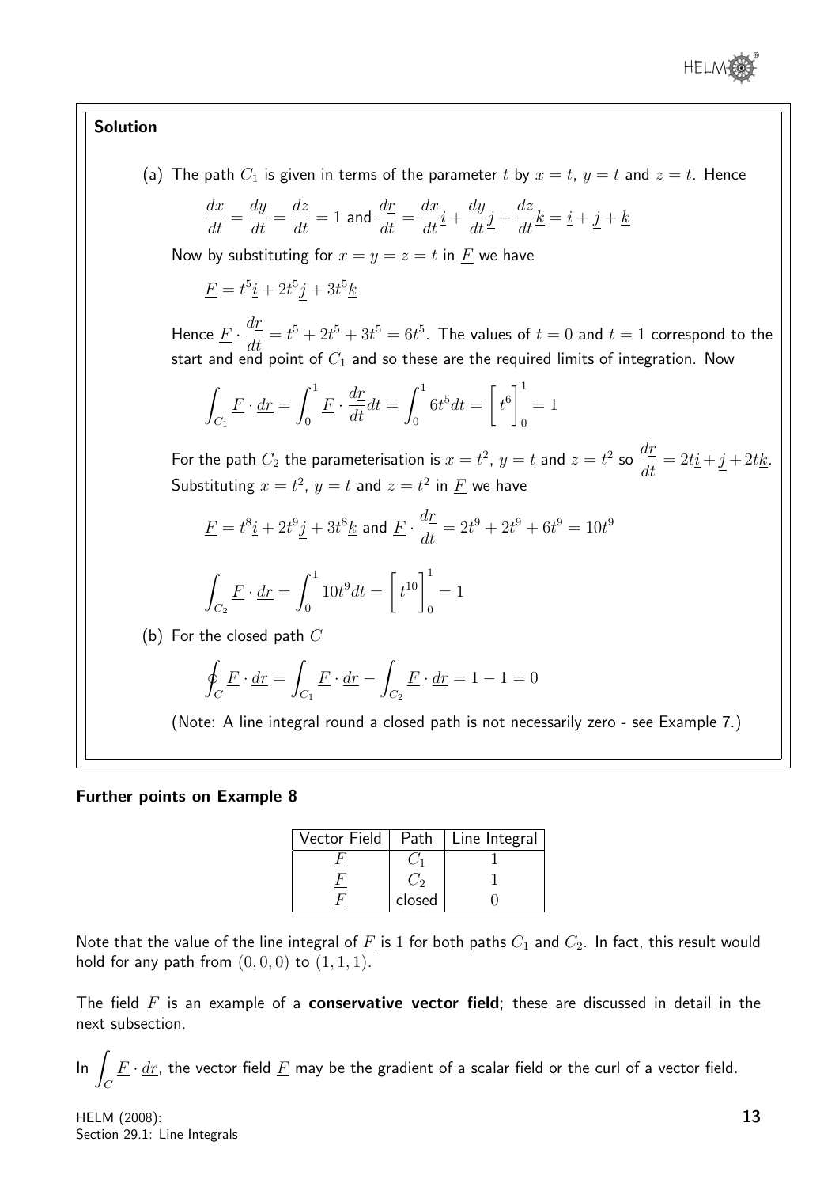**Solution**

(a) The path $C_1$ is given in terms of the parameter $t$ by $x = t$, $y = t$ and $z = t$. Hence

$$\frac{dx}{dt} = \frac{dy}{dt} = \frac{dz}{dt} = 1 \text{ and } \frac{d\underline{r}}{dt} = \frac{dx}{dt}\underline{i} + \frac{dy}{dt}\underline{j} + \frac{dz}{dt}\underline{k} = \underline{i} + \underline{j} + \underline{k}$$

Now by substituting for $x = y = z = t$ in $\underline{F}$ we have

$$\underline{F} = t^5\underline{i} + 2t^5\underline{j} + 3t^5\underline{k}$$

Hence $\underline{F} \cdot \dfrac{d\underline{r}}{dt} = t^5 + 2t^5 + 3t^5 = 6t^5$. The values of $t = 0$ and $t = 1$ correspond to the start and end point of $C_1$ and so these are the required limits of integration. Now

$$\int_{C_1} \underline{F} \cdot \underline{dr} = \int_0^1 \underline{F} \cdot \frac{d\underline{r}}{dt} dt = \int_0^1 6t^5 dt = \left[ t^6 \right]_0^1 = 1$$

For the path $C_2$ the parameterisation is $x = t^2$, $y = t$ and $z = t^2$ so $\dfrac{d\underline{r}}{dt} = 2t\underline{i} + \underline{j} + 2t\underline{k}$. Substituting $x = t^2$, $y = t$ and $z = t^2$ in $\underline{F}$ we have

$$\underline{F} = t^8\underline{i} + 2t^9\underline{j} + 3t^8\underline{k} \text{ and } \underline{F} \cdot \frac{d\underline{r}}{dt} = 2t^9 + 2t^9 + 6t^9 = 10t^9$$

$$\int_{C_2} \underline{F} \cdot \underline{dr} = \int_0^1 10t^9 dt = \left[ t^{10} \right]_0^1 = 1$$

(b) For the closed path $C$

$$\oint_C \underline{F} \cdot \underline{dr} = \int_{C_1} \underline{F} \cdot \underline{dr} - \int_{C_2} \underline{F} \cdot \underline{dr} = 1 - 1 = 0$$

(Note: A line integral round a closed path is not necessarily zero - see Example 7.)

**Further points on Example 8**

| Vector Field | Path | Line Integral |
|---|---|---|
| $\underline{F}$ | $C_1$ | 1 |
| $\underline{F}$ | $C_2$ | 1 |
| $\underline{F}$ | closed | 0 |

Note that the value of the line integral of $\underline{F}$ is 1 for both paths $C_1$ and $C_2$. In fact, this result would hold for any path from $(0, 0, 0)$ to $(1, 1, 1)$.

The field $\underline{F}$ is an example of a **conservative vector field**; these are discussed in detail in the next subsection.

In $\displaystyle\int_C \underline{F} \cdot \underline{dr}$, the vector field $\underline{F}$ may be the gradient of a scalar field or the curl of a vector field.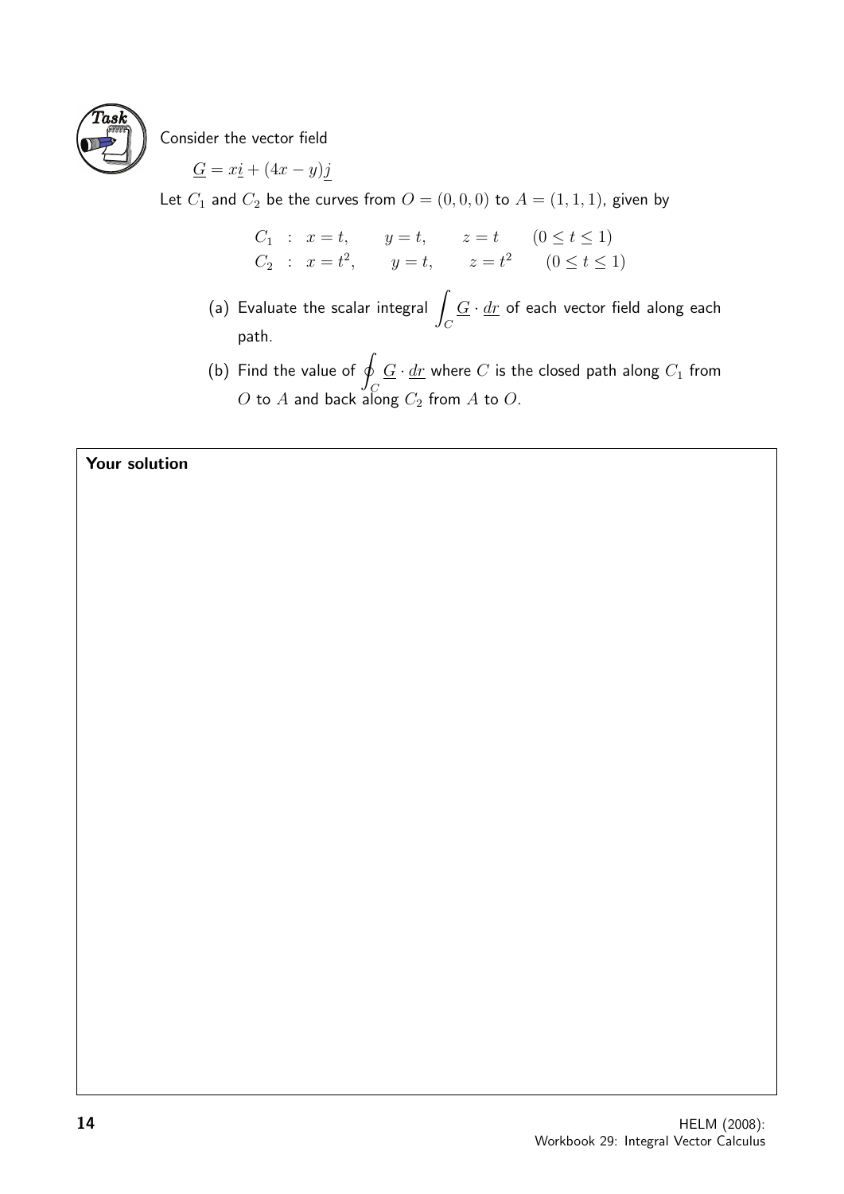**Task**

Consider the vector field

$$\underline{G} = x\underline{i} + (4x - y)\underline{j}$$

Let $C_1$ and $C_2$ be the curves from $O = (0, 0, 0)$ to $A = (1, 1, 1)$, given by

$$\begin{aligned} C_1 &: \quad x = t, \qquad y = t, \qquad z = t \qquad (0 \leq t \leq 1) \\ C_2 &: \quad x = t^2, \qquad y = t, \qquad z = t^2 \qquad (0 \leq t \leq 1) \end{aligned}$$

(a) Evaluate the scalar integral $\displaystyle\int_C \underline{G} \cdot \underline{dr}$ of each vector field along each path.

(b) Find the value of $\displaystyle\oint_C \underline{G} \cdot \underline{dr}$ where $C$ is the closed path along $C_1$ from $O$ to $A$ and back along $C_2$ from $A$ to $O$.

**Your solution**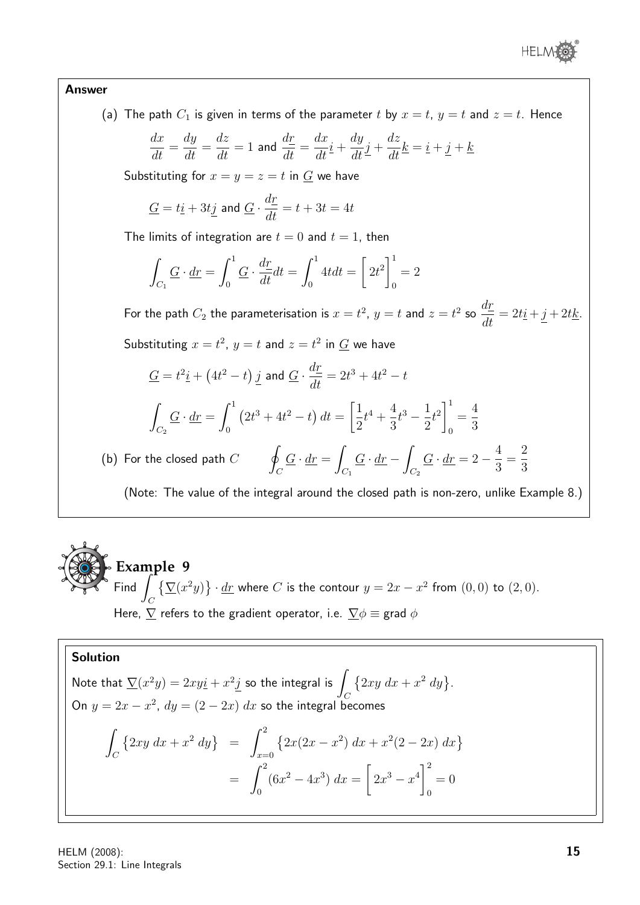**Answer**

(a) The path $C_1$ is given in terms of the parameter $t$ by $x = t$, $y = t$ and $z = t$. Hence

$$\frac{dx}{dt} = \frac{dy}{dt} = \frac{dz}{dt} = 1 \text{ and } \frac{d\underline{r}}{dt} = \frac{dx}{dt}\underline{i} + \frac{dy}{dt}\underline{j} + \frac{dz}{dt}\underline{k} = \underline{i} + \underline{j} + \underline{k}$$

Substituting for $x = y = z = t$ in $\underline{G}$ we have

$$\underline{G} = t\underline{i} + 3t\underline{j} \text{ and } \underline{G} \cdot \frac{d\underline{r}}{dt} = t + 3t = 4t$$

The limits of integration are $t = 0$ and $t = 1$, then

$$\int_{C_1} \underline{G} \cdot \underline{dr} = \int_0^1 \underline{G} \cdot \frac{d\underline{r}}{dt} dt = \int_0^1 4t dt = \Big[ 2t^2 \Big]_0^1 = 2$$

For the path $C_2$ the parameterisation is $x = t^2$, $y = t$ and $z = t^2$ so $\dfrac{d\underline{r}}{dt} = 2t\underline{i} + \underline{j} + 2t\underline{k}$.

Substituting $x = t^2$, $y = t$ and $z = t^2$ in $\underline{G}$ we have

$$\underline{G} = t^2\underline{i} + \left(4t^2 - t\right)\underline{j} \text{ and } \underline{G} \cdot \frac{d\underline{r}}{dt} = 2t^3 + 4t^2 - t$$

$$\int_{C_2} \underline{G} \cdot \underline{dr} = \int_0^1 \left(2t^3 + 4t^2 - t\right) dt = \left[\frac{1}{2}t^4 + \frac{4}{3}t^3 - \frac{1}{2}t^2\right]_0^1 = \frac{4}{3}$$

(b) For the closed path $C$ $\quad \displaystyle\oint_C \underline{G} \cdot \underline{dr} = \int_{C_1} \underline{G} \cdot \underline{dr} - \int_{C_2} \underline{G} \cdot \underline{dr} = 2 - \frac{4}{3} = \frac{2}{3}$

(Note: The value of the integral around the closed path is non-zero, unlike Example 8.)

**Example 9**

Find $\displaystyle\int_C \left\{\underline{\nabla}(x^2 y)\right\} \cdot \underline{dr}$ where $C$ is the contour $y = 2x - x^2$ from $(0, 0)$ to $(2, 0)$.

Here, $\underline{\nabla}$ refers to the gradient operator, i.e. $\underline{\nabla}\phi \equiv \text{grad } \phi$

**Solution**

Note that $\underline{\nabla}(x^2 y) = 2xy\underline{i} + x^2\underline{j}$ so the integral is $\displaystyle\int_C \left\{2xy\ dx + x^2\ dy\right\}$.

On $y = 2x - x^2$, $dy = (2 - 2x)\ dx$ so the integral becomes

$$\begin{aligned}
\int_C \left\{2xy\ dx + x^2\ dy\right\} &= \int_{x=0}^2 \left\{2x(2x - x^2)\ dx + x^2(2 - 2x)\ dx\right\} \\
&= \int_0^2 (6x^2 - 4x^3)\ dx = \Big[2x^3 - x^4\Big]_0^2 = 0
\end{aligned}$$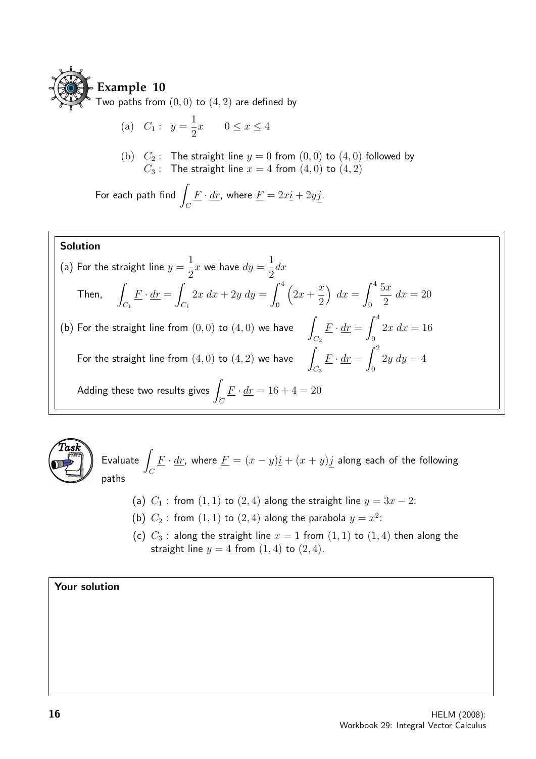## Example 10

Two paths from $(0,0)$ to $(4,2)$ are defined by

(a) $C_1: \ y = \dfrac{1}{2}x \qquad 0 \leq x \leq 4$

(b) $C_2:$ The straight line $y = 0$ from $(0,0)$ to $(4,0)$ followed by
$C_3:$ The straight line $x = 4$ from $(4,0)$ to $(4,2)$

For each path find $\displaystyle\int_C \underline{F} \cdot \underline{dr}$, where $\underline{F} = 2x\underline{i} + 2y\underline{j}$.

### Solution

(a) For the straight line $y = \dfrac{1}{2}x$ we have $dy = \dfrac{1}{2}dx$

Then, $\displaystyle\int_{C_1} \underline{F} \cdot \underline{dr} = \int_{C_1} 2x\ dx + 2y\ dy = \int_0^4 \left(2x + \frac{x}{2}\right)\ dx = \int_0^4 \frac{5x}{2}\ dx = 20$

(b) For the straight line from $(0,0)$ to $(4,0)$ we have $\displaystyle\int_{C_2} \underline{F} \cdot \underline{dr} = \int_0^4 2x\ dx = 16$

For the straight line from $(4,0)$ to $(4,2)$ we have $\displaystyle\int_{C_3} \underline{F} \cdot \underline{dr} = \int_0^2 2y\ dy = 4$

Adding these two results gives $\displaystyle\int_C \underline{F} \cdot \underline{dr} = 16 + 4 = 20$

## Task

Evaluate $\displaystyle\int_C \underline{F} \cdot \underline{dr}$, where $\underline{F} = (x-y)\underline{i} + (x+y)\underline{j}$ along each of the following paths

(a) $C_1$ : from $(1,1)$ to $(2,4)$ along the straight line $y = 3x - 2$:

(b) $C_2$ : from $(1,1)$ to $(2,4)$ along the parabola $y = x^2$:

(c) $C_3$ : along the straight line $x = 1$ from $(1,1)$ to $(1,4)$ then along the straight line $y = 4$ from $(1,4)$ to $(2,4)$.

**Your solution**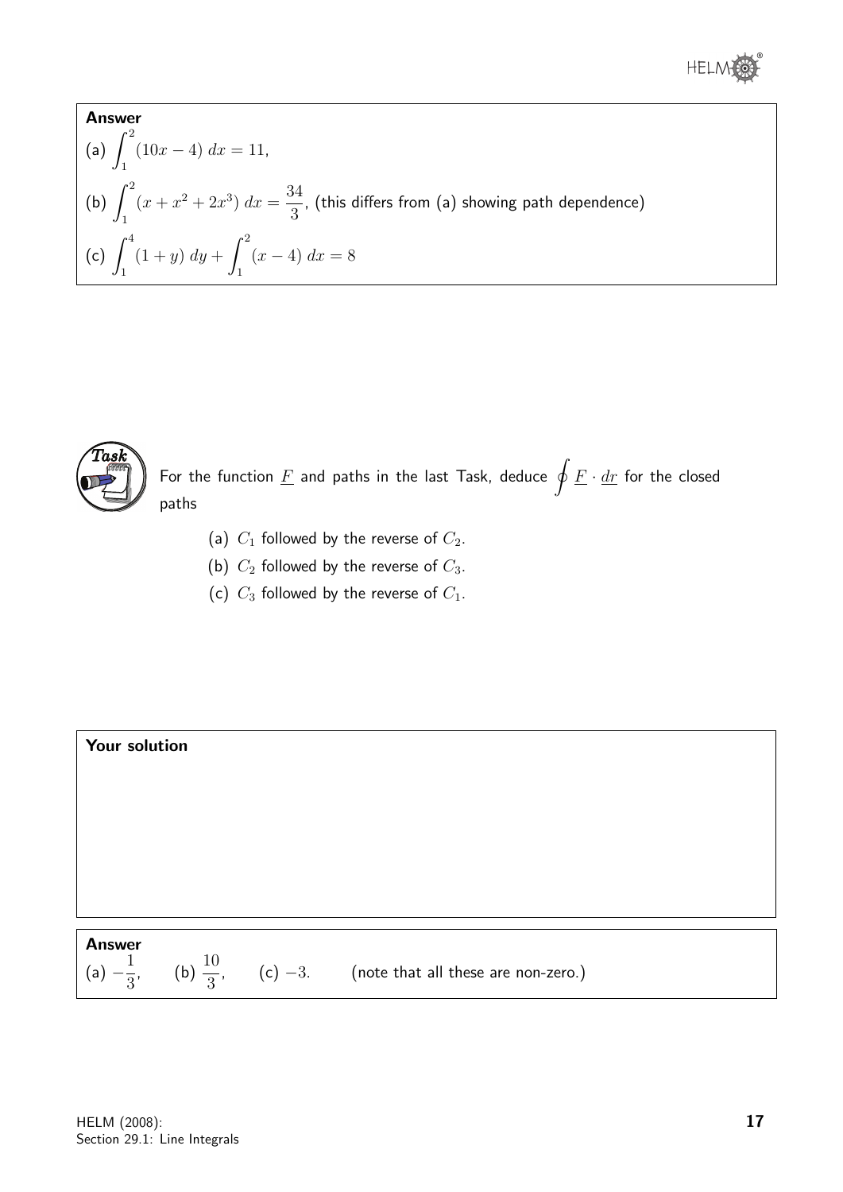**Answer**

(a) $\displaystyle\int_1^2 (10x - 4)\, dx = 11,$

(b) $\displaystyle\int_1^2 (x + x^2 + 2x^3)\, dx = \frac{34}{3}$, (this differs from (a) showing path dependence)

(c) $\displaystyle\int_1^4 (1 + y)\, dy + \int_1^2 (x - 4)\, dx = 8$

**Task**

For the function $\underline{F}$ and paths in the last Task, deduce $\displaystyle\oint \underline{F} \cdot \underline{dr}$ for the closed paths

(a) $C_1$ followed by the reverse of $C_2$.

(b) $C_2$ followed by the reverse of $C_3$.

(c) $C_3$ followed by the reverse of $C_1$.

**Your solution**

**Answer**

(a) $-\dfrac{1}{3}$, (b) $\dfrac{10}{3}$, (c) $-3$. (note that all these are non-zero.)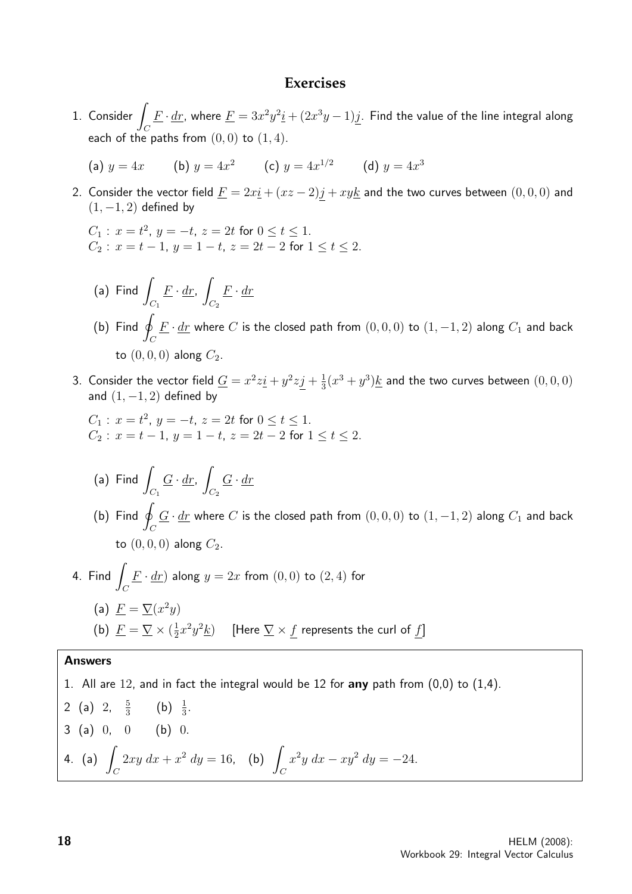## Exercises

1. Consider $\displaystyle\int_C \underline{F} \cdot \underline{dr}$, where $\underline{F} = 3x^2y^2\underline{i} + (2x^3y - 1)\underline{j}$. Find the value of the line integral along each of the paths from $(0,0)$ to $(1,4)$.

   (a) $y = 4x$ (b) $y = 4x^2$ (c) $y = 4x^{1/2}$ (d) $y = 4x^3$

2. Consider the vector field $\underline{F} = 2x\underline{i} + (xz - 2)\underline{j} + xy\underline{k}$ and the two curves between $(0,0,0)$ and $(1,-1,2)$ defined by

   $C_1 : x = t^2,\ y = -t,\ z = 2t$ for $0 \leq t \leq 1$.
   $C_2 : x = t - 1,\ y = 1 - t,\ z = 2t - 2$ for $1 \leq t \leq 2$.

   (a) Find $\displaystyle\int_{C_1} \underline{F} \cdot \underline{dr}$, $\displaystyle\int_{C_2} \underline{F} \cdot \underline{dr}$

   (b) Find $\displaystyle\oint_C \underline{F} \cdot \underline{dr}$ where $C$ is the closed path from $(0,0,0)$ to $(1,-1,2)$ along $C_1$ and back to $(0,0,0)$ along $C_2$.

3. Consider the vector field $\underline{G} = x^2z\underline{i} + y^2z\underline{j} + \frac{1}{3}(x^3 + y^3)\underline{k}$ and the two curves between $(0,0,0)$ and $(1,-1,2)$ defined by

   $C_1 : x = t^2,\ y = -t,\ z = 2t$ for $0 \leq t \leq 1$.
   $C_2 : x = t - 1,\ y = 1 - t,\ z = 2t - 2$ for $1 \leq t \leq 2$.

   (a) Find $\displaystyle\int_{C_1} \underline{G} \cdot \underline{dr}$, $\displaystyle\int_{C_2} \underline{G} \cdot \underline{dr}$

   (b) Find $\displaystyle\oint_C \underline{G} \cdot \underline{dr}$ where $C$ is the closed path from $(0,0,0)$ to $(1,-1,2)$ along $C_1$ and back to $(0,0,0)$ along $C_2$.

4. Find $\displaystyle\int_C \underline{F} \cdot \underline{dr})$ along $y = 2x$ from $(0,0)$ to $(2,4)$ for

   (a) $\underline{F} = \underline{\nabla}(x^2y)$

   (b) $\underline{F} = \underline{\nabla} \times (\frac{1}{2}x^2y^2\underline{k})$ [Here $\underline{\nabla} \times \underline{f}$ represents the curl of $\underline{f}$]

**Answers**

1. All are $12$, and in fact the integral would be 12 for **any** path from (0,0) to (1,4).

2 (a) $2$, $\frac{5}{3}$ (b) $\frac{1}{3}$.

3 (a) $0$, $0$ (b) $0$.

4. (a) $\displaystyle\int_C 2xy\,dx + x^2\,dy = 16$, (b) $\displaystyle\int_C x^2y\,dx - xy^2\,dy = -24$.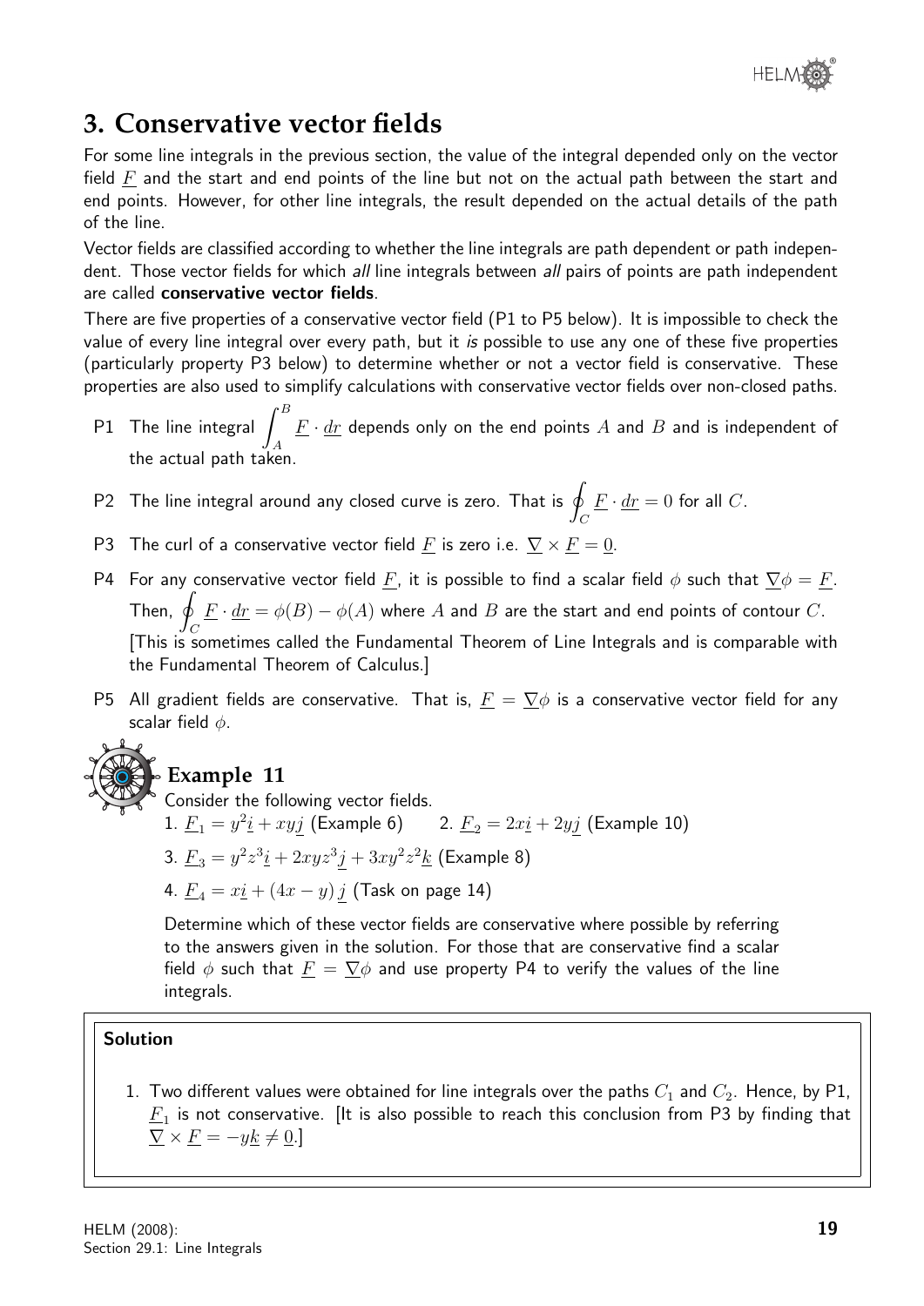## 3. Conservative vector fields

For some line integrals in the previous section, the value of the integral depended only on the vector field $\underline{F}$ and the start and end points of the line but not on the actual path between the start and end points. However, for other line integrals, the result depended on the actual details of the path of the line.

Vector fields are classified according to whether the line integrals are path dependent or path independent. Those vector fields for which *all* line integrals between *all* pairs of points are path independent are called **conservative vector fields**.

There are five properties of a conservative vector field (P1 to P5 below). It is impossible to check the value of every line integral over every path, but it *is* possible to use any one of these five properties (particularly property P3 below) to determine whether or not a vector field is conservative. These properties are also used to simplify calculations with conservative vector fields over non-closed paths.

- P1 The line integral $\displaystyle\int_A^B \underline{F} \cdot \underline{dr}$ depends only on the end points $A$ and $B$ and is independent of the actual path taken.
- P2 The line integral around any closed curve is zero. That is $\displaystyle\oint_C \underline{F} \cdot \underline{dr} = 0$ for all $C$.
- P3 The curl of a conservative vector field $\underline{F}$ is zero i.e. $\underline{\nabla} \times \underline{F} = \underline{0}$.
- P4 For any conservative vector field $\underline{F}$, it is possible to find a scalar field $\phi$ such that $\underline{\nabla}\phi = \underline{F}$. Then, $\displaystyle\oint_C \underline{F} \cdot \underline{dr} = \phi(B) - \phi(A)$ where $A$ and $B$ are the start and end points of contour $C$.

  [This is sometimes called the Fundamental Theorem of Line Integrals and is comparable with the Fundamental Theorem of Calculus.]
- P5 All gradient fields are conservative. That is, $\underline{F} = \underline{\nabla}\phi$ is a conservative vector field for any scalar field $\phi$.

### Example 11

Consider the following vector fields.

1. $\underline{F}_1 = y^2\underline{i} + xy\underline{j}$ (Example 6)  2. $\underline{F}_2 = 2x\underline{i} + 2y\underline{j}$ (Example 10)
3. $\underline{F}_3 = y^2z^3\underline{i} + 2xyz^3\underline{j} + 3xy^2z^2\underline{k}$ (Example 8)
4. $\underline{F}_4 = x\underline{i} + (4x - y)\,\underline{j}$ (Task on page 14)

Determine which of these vector fields are conservative where possible by referring to the answers given in the solution. For those that are conservative find a scalar field $\phi$ such that $\underline{F} = \underline{\nabla}\phi$ and use property P4 to verify the values of the line integrals.

**Solution**

1. Two different values were obtained for line integrals over the paths $C_1$ and $C_2$. Hence, by P1, $\underline{F}_1$ is not conservative. [It is also possible to reach this conclusion from P3 by finding that $\underline{\nabla} \times \underline{F} = -y\underline{k} \neq \underline{0}$.]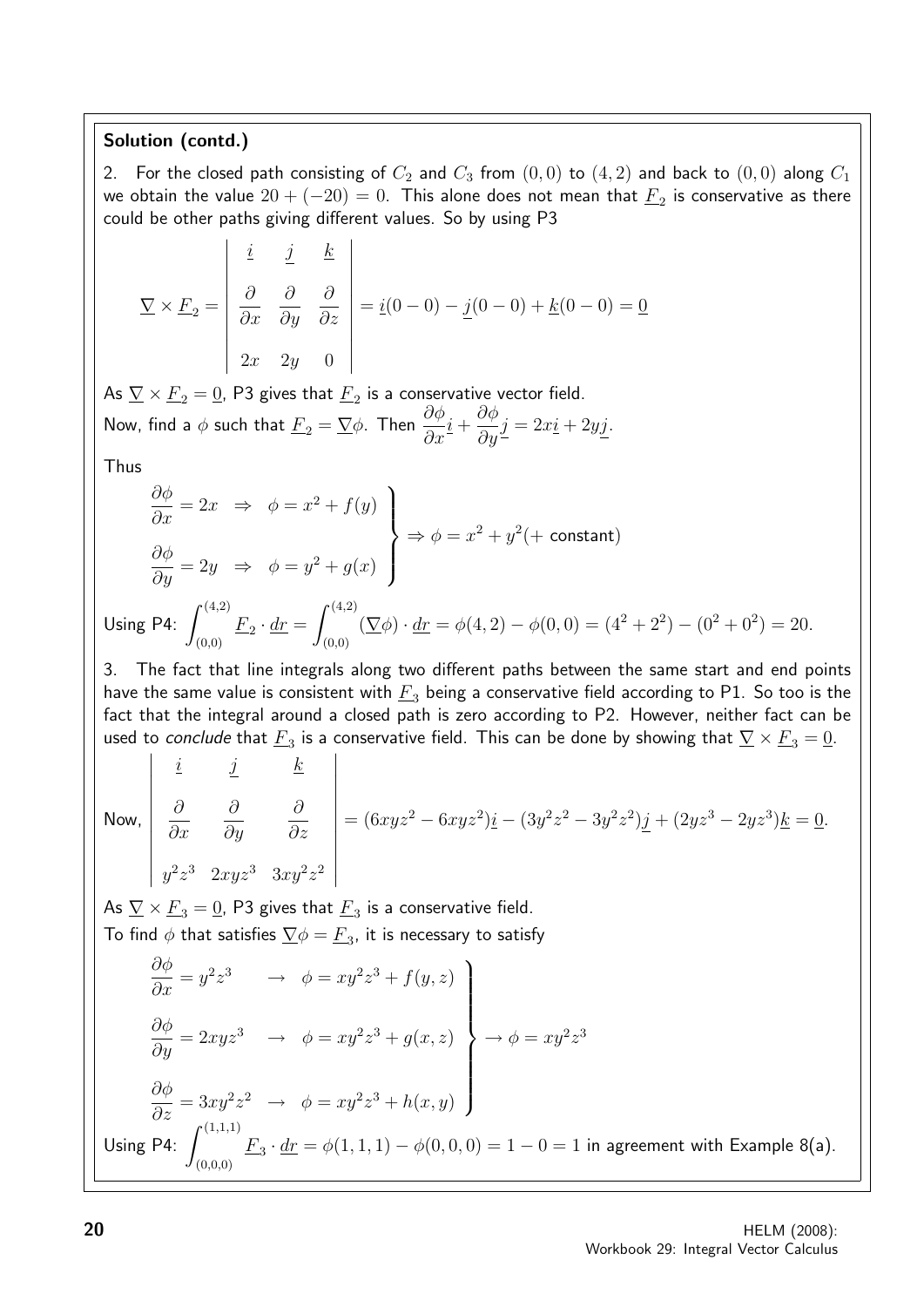**Solution (contd.)**

2. For the closed path consisting of $C_2$ and $C_3$ from $(0,0)$ to $(4,2)$ and back to $(0,0)$ along $C_1$ we obtain the value $20 + (-20) = 0$. This alone does not mean that $\underline{F}_2$ is conservative as there could be other paths giving different values. So by using P3

$$\underline{\nabla} \times \underline{F}_2 = \begin{vmatrix} \underline{i} & \underline{j} & \underline{k} \\ \dfrac{\partial}{\partial x} & \dfrac{\partial}{\partial y} & \dfrac{\partial}{\partial z} \\ 2x & 2y & 0 \end{vmatrix} = \underline{i}(0-0) - \underline{j}(0-0) + \underline{k}(0-0) = \underline{0}$$

As $\underline{\nabla} \times \underline{F}_2 = \underline{0}$, P3 gives that $\underline{F}_2$ is a conservative vector field.

Now, find a $\phi$ such that $\underline{F}_2 = \underline{\nabla}\phi$. Then $\dfrac{\partial \phi}{\partial x}\underline{i} + \dfrac{\partial \phi}{\partial y}\underline{j} = 2x\underline{i} + 2y\underline{j}$.

Thus

$$\left.\begin{aligned} \frac{\partial \phi}{\partial x} &= 2x \quad \Rightarrow \quad \phi = x^2 + f(y) \\ \frac{\partial \phi}{\partial y} &= 2y \quad \Rightarrow \quad \phi = y^2 + g(x) \end{aligned}\right\} \Rightarrow \phi = x^2 + y^2 (+\text{ constant})$$

Using P4: $\displaystyle\int_{(0,0)}^{(4,2)} \underline{F}_2 \cdot \underline{dr} = \int_{(0,0)}^{(4,2)} (\underline{\nabla}\phi) \cdot \underline{dr} = \phi(4,2) - \phi(0,0) = (4^2 + 2^2) - (0^2 + 0^2) = 20.$

3. The fact that line integrals along two different paths between the same start and end points have the same value is consistent with $\underline{F}_3$ being a conservative field according to P1. So too is the fact that the integral around a closed path is zero according to P2. However, neither fact can be used to *conclude* that $\underline{F}_3$ is a conservative field. This can be done by showing that $\underline{\nabla} \times \underline{F}_3 = \underline{0}$.

Now, $\begin{vmatrix} \underline{i} & \underline{j} & \underline{k} \\ \dfrac{\partial}{\partial x} & \dfrac{\partial}{\partial y} & \dfrac{\partial}{\partial z} \\ y^2z^3 & 2xyz^3 & 3xy^2z^2 \end{vmatrix} = (6xyz^2 - 6xyz^2)\underline{i} - (3y^2z^2 - 3y^2z^2)\underline{j} + (2yz^3 - 2yz^3)\underline{k} = \underline{0}.$

As $\underline{\nabla} \times \underline{F}_3 = \underline{0}$, P3 gives that $\underline{F}_3$ is a conservative field.

To find $\phi$ that satisfies $\underline{\nabla}\phi = \underline{F}_3$, it is necessary to satisfy

$$\left.\begin{aligned} \frac{\partial \phi}{\partial x} &= y^2z^3 \quad \rightarrow \quad \phi = xy^2z^3 + f(y,z) \\ \frac{\partial \phi}{\partial y} &= 2xyz^3 \quad \rightarrow \quad \phi = xy^2z^3 + g(x,z) \\ \frac{\partial \phi}{\partial z} &= 3xy^2z^2 \quad \rightarrow \quad \phi = xy^2z^3 + h(x,y) \end{aligned}\right\} \rightarrow \phi = xy^2z^3$$

Using P4: $\displaystyle\int_{(0,0,0)}^{(1,1,1)} \underline{F}_3 \cdot \underline{dr} = \phi(1,1,1) - \phi(0,0,0) = 1 - 0 = 1$ in agreement with Example 8(a).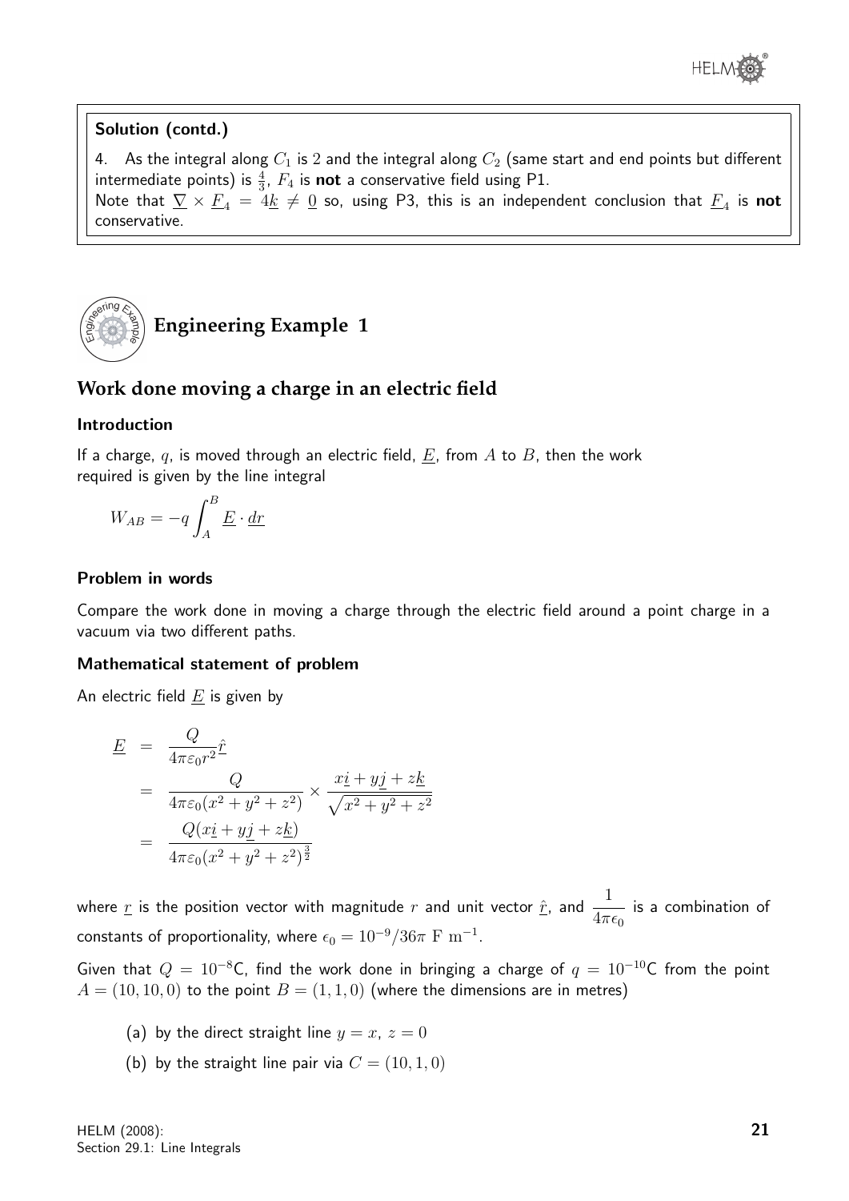**Solution (contd.)**

4. As the integral along $C_1$ is 2 and the integral along $C_2$ (same start and end points but different intermediate points) is $\frac{4}{3}$, $F_4$ is **not** a conservative field using P1.
Note that $\underline{\nabla} \times \underline{F}_4 = 4\underline{k} \neq \underline{0}$ so, using P3, this is an independent conclusion that $\underline{F}_4$ is **not** conservative.

# Engineering Example 1

## Work done moving a charge in an electric field

### Introduction

If a charge, $q$, is moved through an electric field, $\underline{E}$, from $A$ to $B$, then the work required is given by the line integral

$$W_{AB} = -q \int_A^B \underline{E} \cdot \underline{dr}$$

### Problem in words

Compare the work done in moving a charge through the electric field around a point charge in a vacuum via two different paths.

### Mathematical statement of problem

An electric field $\underline{E}$ is given by

$$\begin{aligned}
\underline{E} &= \frac{Q}{4\pi\varepsilon_0 r^2}\hat{\underline{r}} \\
&= \frac{Q}{4\pi\varepsilon_0(x^2+y^2+z^2)} \times \frac{x\underline{i}+y\underline{j}+z\underline{k}}{\sqrt{x^2+y^2+z^2}} \\
&= \frac{Q(x\underline{i}+y\underline{j}+z\underline{k})}{4\pi\varepsilon_0(x^2+y^2+z^2)^{\frac{3}{2}}}
\end{aligned}$$

where $\underline{r}$ is the position vector with magnitude $r$ and unit vector $\hat{\underline{r}}$, and $\dfrac{1}{4\pi\epsilon_0}$ is a combination of constants of proportionality, where $\epsilon_0 = 10^{-9}/36\pi \text{ F m}^{-1}$.

Given that $Q = 10^{-8}$C, find the work done in bringing a charge of $q = 10^{-10}$C from the point $A = (10, 10, 0)$ to the point $B = (1, 1, 0)$ (where the dimensions are in metres)

(a) by the direct straight line $y = x$, $z = 0$

(b) by the straight line pair via $C = (10, 1, 0)$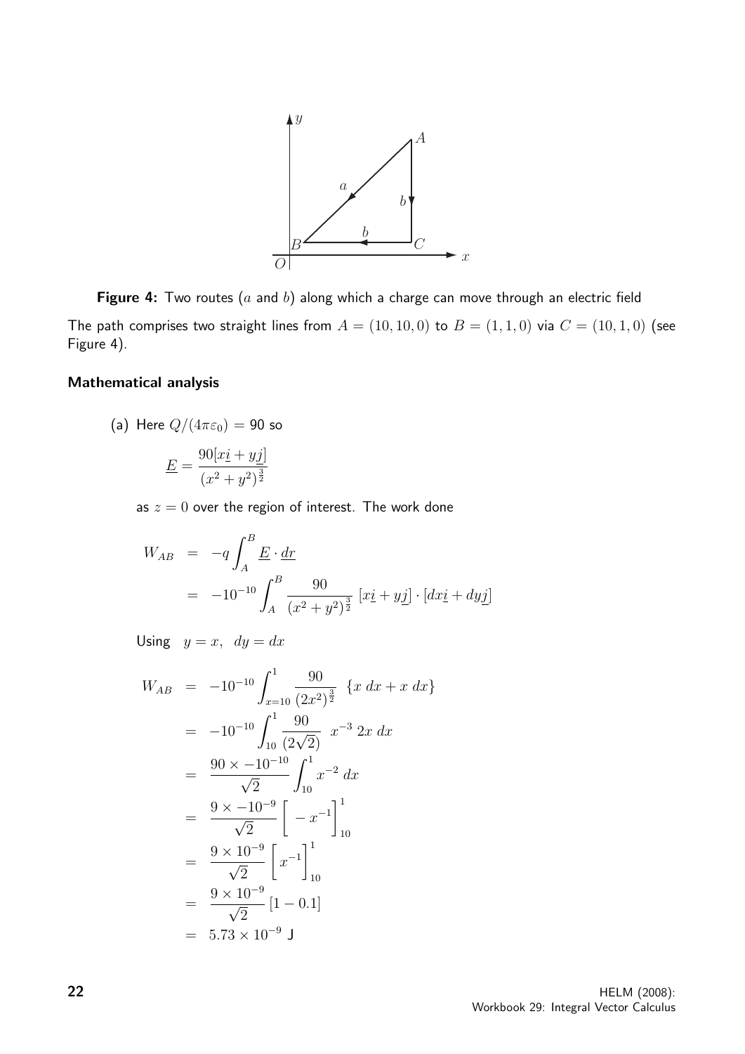**Figure 4:** Two routes ($a$ and $b$) along which a charge can move through an electric field

The path comprises two straight lines from $A = (10, 10, 0)$ to $B = (1, 1, 0)$ via $C = (10, 1, 0)$ (see Figure 4).

### Mathematical analysis

(a) Here $Q/(4\pi\varepsilon_0) = 90$ so

$$\underline{E} = \frac{90[x\underline{i} + y\underline{j}]}{(x^2 + y^2)^{\frac{3}{2}}}$$

as $z = 0$ over the region of interest. The work done

$$\begin{aligned}
W_{AB} &= -q \int_A^B \underline{E} \cdot \underline{dr} \\
&= -10^{-10} \int_A^B \frac{90}{(x^2 + y^2)^{\frac{3}{2}}} \, [x\underline{i} + y\underline{j}] \cdot [dx\underline{i} + dy\underline{j}]
\end{aligned}$$

Using $\quad y = x, \;\; dy = dx$

$$\begin{aligned}
W_{AB} &= -10^{-10} \int_{x=10}^{1} \frac{90}{(2x^2)^{\frac{3}{2}}} \;\; \{x \; dx + x \; dx\} \\
&= -10^{-10} \int_{10}^{1} \frac{90}{(2\sqrt{2})} \;\; x^{-3} \; 2x \; dx \\
&= \frac{90 \times -10^{-10}}{\sqrt{2}} \int_{10}^{1} x^{-2} \; dx \\
&= \frac{9 \times -10^{-9}}{\sqrt{2}} \Big[ -x^{-1} \Big]_{10}^{1} \\
&= \frac{9 \times 10^{-9}}{\sqrt{2}} \Big[ x^{-1} \Big]_{10}^{1} \\
&= \frac{9 \times 10^{-9}}{\sqrt{2}} \left[ 1 - 0.1 \right] \\
&= 5.73 \times 10^{-9} \text{ J}
\end{aligned}$$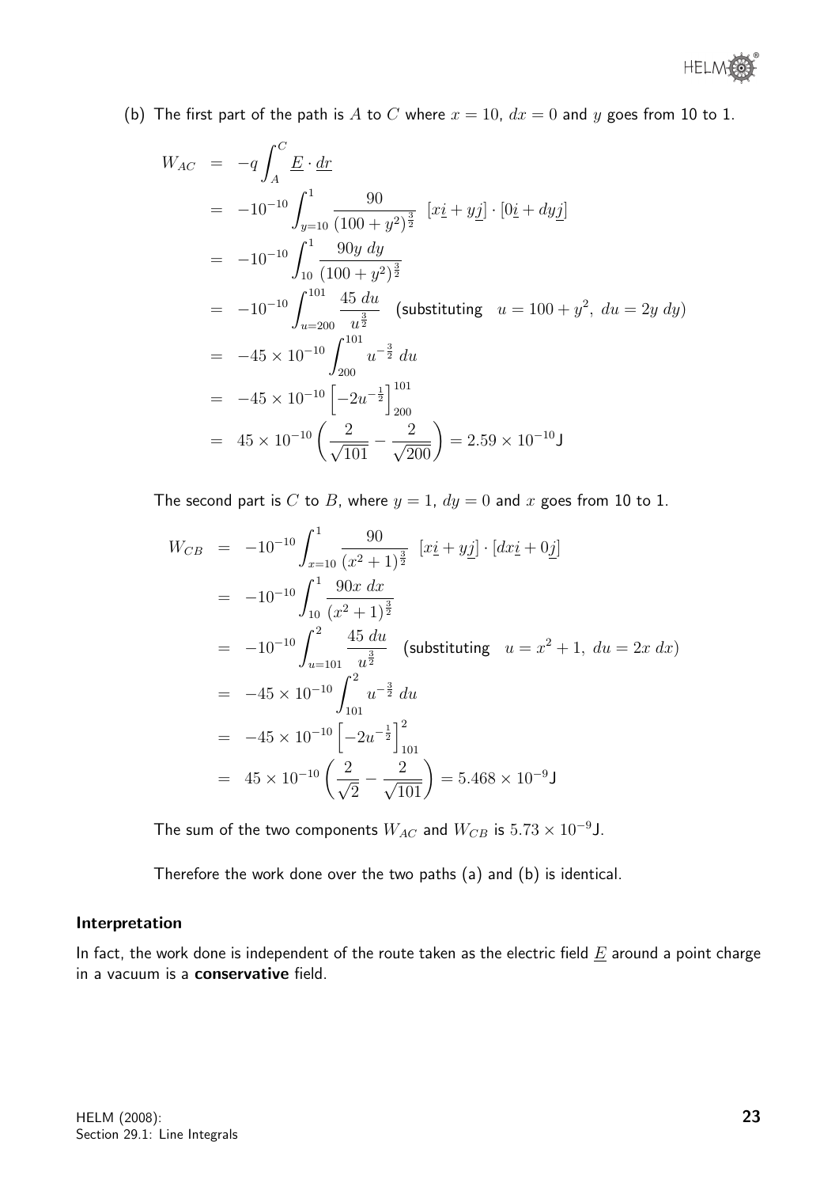(b) The first part of the path is $A$ to $C$ where $x = 10$, $dx = 0$ and $y$ goes from 10 to 1.

$$\begin{aligned}
W_{AC} &= -q\int_A^C \underline{E}\cdot\underline{dr} \\
&= -10^{-10}\int_{y=10}^{1} \frac{90}{(100+y^2)^{\frac{3}{2}}}\ \ [x\underline{i}+y\underline{j}]\cdot[0\underline{i}+dy\underline{j}] \\
&= -10^{-10}\int_{10}^{1} \frac{90y\ dy}{(100+y^2)^{\frac{3}{2}}} \\
&= -10^{-10}\int_{u=200}^{101} \frac{45\ du}{u^{\frac{3}{2}}} \quad \text{(substituting} \quad u = 100+y^2,\ du = 2y\ dy) \\
&= -45\times 10^{-10}\int_{200}^{101} u^{-\frac{3}{2}}\ du \\
&= -45\times 10^{-10}\left[-2u^{-\frac{1}{2}}\right]_{200}^{101} \\
&= 45\times 10^{-10}\left(\frac{2}{\sqrt{101}}-\frac{2}{\sqrt{200}}\right) = 2.59\times 10^{-10}\text{J}
\end{aligned}$$

The second part is $C$ to $B$, where $y = 1$, $dy = 0$ and $x$ goes from 10 to 1.

$$\begin{aligned}
W_{CB} &= -10^{-10}\int_{x=10}^{1} \frac{90}{(x^2+1)^{\frac{3}{2}}}\ \ [x\underline{i}+y\underline{j}]\cdot[dx\underline{i}+0\underline{j}] \\
&= -10^{-10}\int_{10}^{1} \frac{90x\ dx}{(x^2+1)^{\frac{3}{2}}} \\
&= -10^{-10}\int_{u=101}^{2} \frac{45\ du}{u^{\frac{3}{2}}} \quad \text{(substituting} \quad u = x^2+1,\ du = 2x\ dx) \\
&= -45\times 10^{-10}\int_{101}^{2} u^{-\frac{3}{2}}\ du \\
&= -45\times 10^{-10}\left[-2u^{-\frac{1}{2}}\right]_{101}^{2} \\
&= 45\times 10^{-10}\left(\frac{2}{\sqrt{2}}-\frac{2}{\sqrt{101}}\right) = 5.468\times 10^{-9}\text{J}
\end{aligned}$$

The sum of the two components $W_{AC}$ and $W_{CB}$ is $5.73\times 10^{-9}$J.

Therefore the work done over the two paths (a) and (b) is identical.

**Interpretation**

In fact, the work done is independent of the route taken as the electric field $\underline{E}$ around a point charge in a vacuum is a **conservative** field.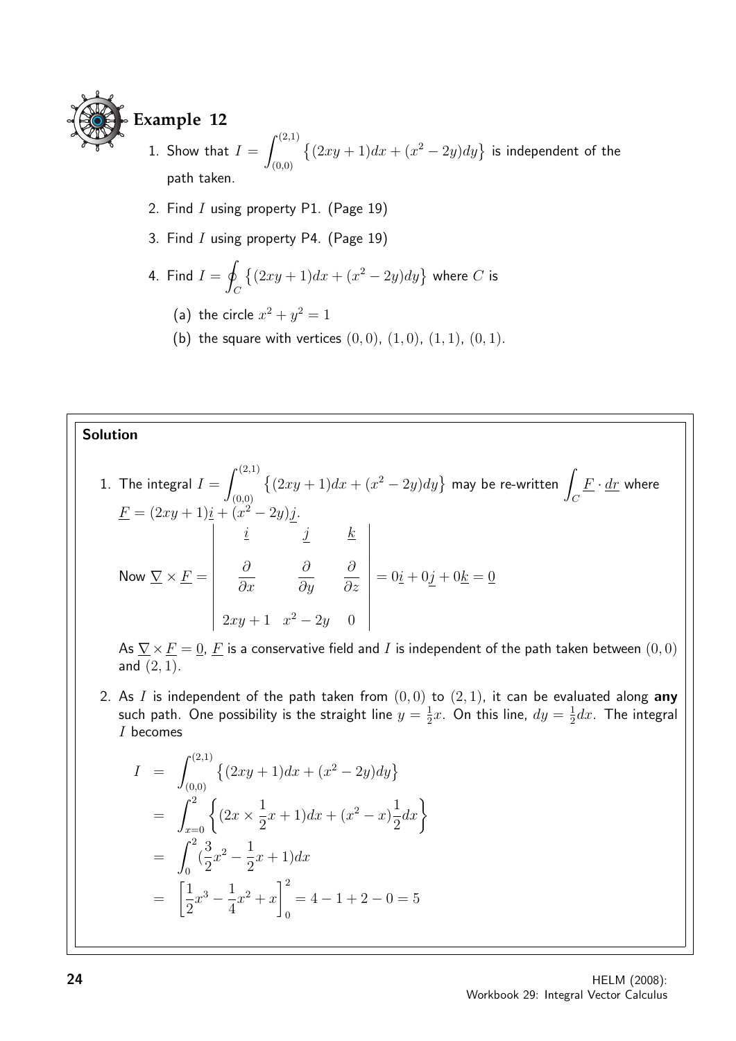## Example 12

1. Show that $I = \int_{(0,0)}^{(2,1)} \left\{(2xy+1)dx + (x^2-2y)dy\right\}$ is independent of the path taken.

2. Find $I$ using property P1. (Page 19)

3. Find $I$ using property P4. (Page 19)

4. Find $I = \oint_C \left\{(2xy+1)dx + (x^2-2y)dy\right\}$ where $C$ is

   (a) the circle $x^2+y^2=1$

   (b) the square with vertices $(0,0)$, $(1,0)$, $(1,1)$, $(0,1)$.

### Solution

1. The integral $I = \int_{(0,0)}^{(2,1)} \left\{(2xy+1)dx + (x^2-2y)dy\right\}$ may be re-written $\int_C \underline{F} \cdot \underline{dr}$ where $\underline{F} = (2xy+1)\underline{i} + (x^2-2y)\underline{j}$.

$$\text{Now } \underline{\nabla} \times \underline{F} = \begin{vmatrix} \underline{i} & \underline{j} & \underline{k} \\ \dfrac{\partial}{\partial x} & \dfrac{\partial}{\partial y} & \dfrac{\partial}{\partial z} \\ 2xy+1 & x^2-2y & 0 \end{vmatrix} = 0\underline{i} + 0\underline{j} + 0\underline{k} = \underline{0}$$

As $\underline{\nabla} \times \underline{F} = \underline{0}$, $\underline{F}$ is a conservative field and $I$ is independent of the path taken between $(0,0)$ and $(2,1)$.

2. As $I$ is independent of the path taken from $(0,0)$ to $(2,1)$, it can be evaluated along **any** such path. One possibility is the straight line $y = \frac{1}{2}x$. On this line, $dy = \frac{1}{2}dx$. The integral $I$ becomes

$$\begin{aligned} I &= \int_{(0,0)}^{(2,1)} \left\{(2xy+1)dx + (x^2-2y)dy\right\} \\ &= \int_{x=0}^{2} \left\{(2x \times \frac{1}{2}x + 1)dx + (x^2 - x)\frac{1}{2}dx\right\} \\ &= \int_0^2 (\frac{3}{2}x^2 - \frac{1}{2}x + 1)dx \\ &= \left[\frac{1}{2}x^3 - \frac{1}{4}x^2 + x\right]_0^2 = 4 - 1 + 2 - 0 = 5 \end{aligned}$$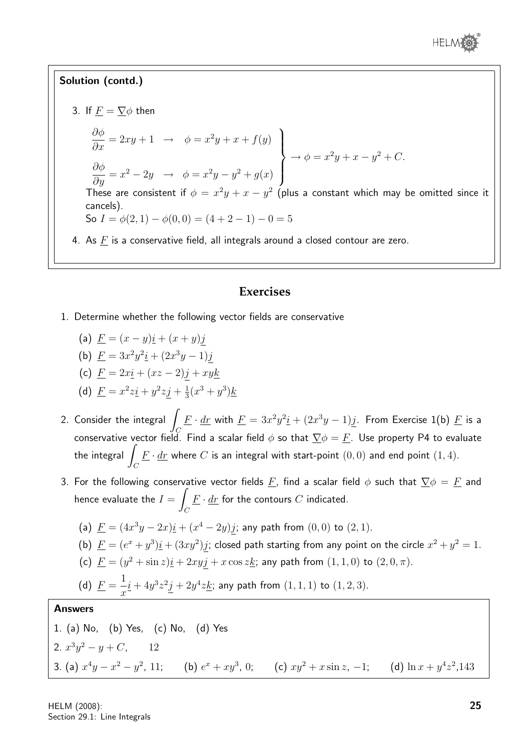**Solution (contd.)**

3. If $\underline{F} = \underline{\nabla}\phi$ then

$$\left.\begin{aligned} \frac{\partial \phi}{\partial x} &= 2xy + 1 \quad \rightarrow \quad \phi = x^2y + x + f(y) \\ \frac{\partial \phi}{\partial y} &= x^2 - 2y \quad \rightarrow \quad \phi = x^2y - y^2 + g(x) \end{aligned}\right\} \rightarrow \phi = x^2y + x - y^2 + C.$$

These are consistent if $\phi = x^2y + x - y^2$ (plus a constant which may be omitted since it cancels).

So $I = \phi(2,1) - \phi(0,0) = (4 + 2 - 1) - 0 = 5$

4. As $\underline{F}$ is a conservative field, all integrals around a closed contour are zero.

## Exercises

1. Determine whether the following vector fields are conservative
   (a) $\underline{F} = (x-y)\underline{i} + (x+y)\underline{j}$
   (b) $\underline{F} = 3x^2y^2\underline{i} + (2x^3y - 1)\underline{j}$
   (c) $\underline{F} = 2x\underline{i} + (xz-2)\underline{j} + xy\underline{k}$
   (d) $\underline{F} = x^2z\underline{i} + y^2z\underline{j} + \frac{1}{3}(x^3 + y^3)\underline{k}$

2. Consider the integral $\displaystyle\int_C \underline{F} \cdot \underline{dr}$ with $\underline{F} = 3x^2y^2\underline{i} + (2x^3y - 1)\underline{j}$. From Exercise 1(b) $\underline{F}$ is a conservative vector field. Find a scalar field $\phi$ so that $\underline{\nabla}\phi = \underline{F}$. Use property P4 to evaluate the integral $\displaystyle\int_C \underline{F} \cdot \underline{dr}$ where $C$ is an integral with start-point $(0,0)$ and end point $(1,4)$.

3. For the following conservative vector fields $\underline{F}$, find a scalar field $\phi$ such that $\underline{\nabla}\phi = \underline{F}$ and hence evaluate the $I = \displaystyle\int_C \underline{F} \cdot \underline{dr}$ for the contours $C$ indicated.
   (a) $\underline{F} = (4x^3y - 2x)\underline{i} + (x^4 - 2y)\underline{j}$; any path from $(0,0)$ to $(2,1)$.
   (b) $\underline{F} = (e^x + y^3)\underline{i} + (3xy^2)\underline{j}$; closed path starting from any point on the circle $x^2 + y^2 = 1$.
   (c) $\underline{F} = (y^2 + \sin z)\underline{i} + 2xy\underline{j} + x\cos z\underline{k}$; any path from $(1,1,0)$ to $(2,0,\pi)$.
   (d) $\underline{F} = \dfrac{1}{x}\underline{i} + 4y^3z^2\underline{j} + 2y^4z\underline{k}$; any path from $(1,1,1)$ to $(1,2,3)$.

**Answers**

1. (a) No, (b) Yes, (c) No, (d) Yes
2. $x^3y^2 - y + C$, $\quad 12$
3. (a) $x^4y - x^2 - y^2$, 11; (b) $e^x + xy^3$, 0; (c) $xy^2 + x\sin z$, $-1$; (d) $\ln x + y^4z^2$, 143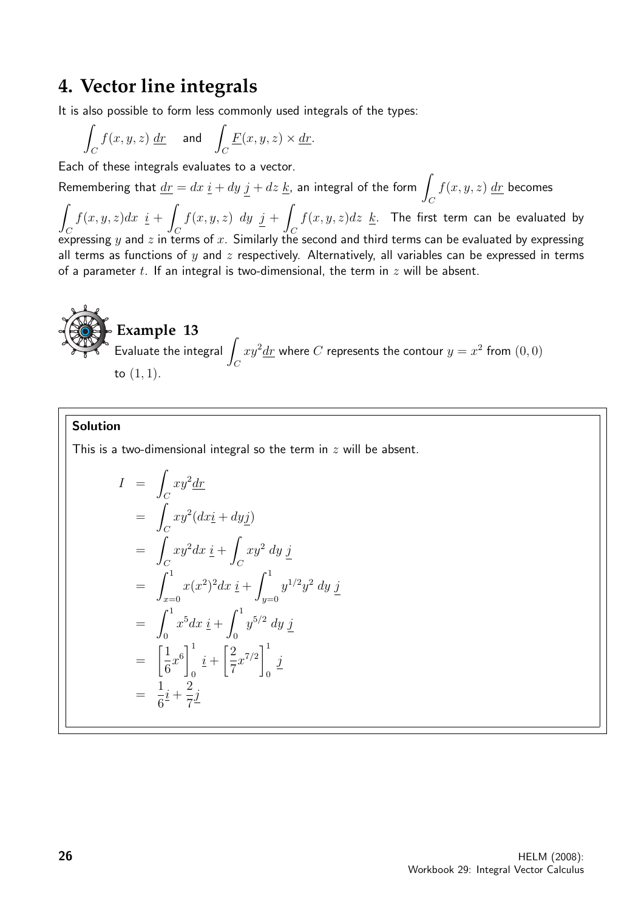## 4. Vector line integrals

It is also possible to form less commonly used integrals of the types:

$$\int_C f(x,y,z)\ \underline{dr} \quad \text{and} \quad \int_C \underline{F}(x,y,z) \times \underline{dr}.$$

Each of these integrals evaluates to a vector.

Remembering that $\underline{dr} = dx\ \underline{i} + dy\ \underline{j} + dz\ \underline{k}$, an integral of the form $\displaystyle\int_C f(x,y,z)\ \underline{dr}$ becomes $\displaystyle\int_C f(x,y,z)dx\ \ \underline{i} + \int_C f(x,y,z)\ \ dy\ \ \underline{j} + \int_C f(x,y,z)dz\ \ \underline{k}$. The first term can be evaluated by expressing $y$ and $z$ in terms of $x$. Similarly the second and third terms can be evaluated by expressing all terms as functions of $y$ and $z$ respectively. Alternatively, all variables can be expressed in terms of a parameter $t$. If an integral is two-dimensional, the term in $z$ will be absent.

**Example 13**

Evaluate the integral $\displaystyle\int_C xy^2\underline{dr}$ where $C$ represents the contour $y = x^2$ from $(0,0)$ to $(1,1)$.

**Solution**

This is a two-dimensional integral so the term in $z$ will be absent.

$$\begin{aligned}
I &= \int_C xy^2\underline{dr} \\
&= \int_C xy^2(dx\underline{i} + dy\underline{j}) \\
&= \int_C xy^2 dx\ \underline{i} + \int_C xy^2\ dy\ \underline{j} \\
&= \int_{x=0}^{1} x(x^2)^2 dx\ \underline{i} + \int_{y=0}^{1} y^{1/2}y^2\ dy\ \underline{j} \\
&= \int_0^1 x^5 dx\ \underline{i} + \int_0^1 y^{5/2}\ dy\ \underline{j} \\
&= \left[\frac{1}{6}x^6\right]_0^1 \underline{i} + \left[\frac{2}{7}x^{7/2}\right]_0^1 \underline{j} \\
&= \frac{1}{6}\underline{i} + \frac{2}{7}\underline{j}
\end{aligned}$$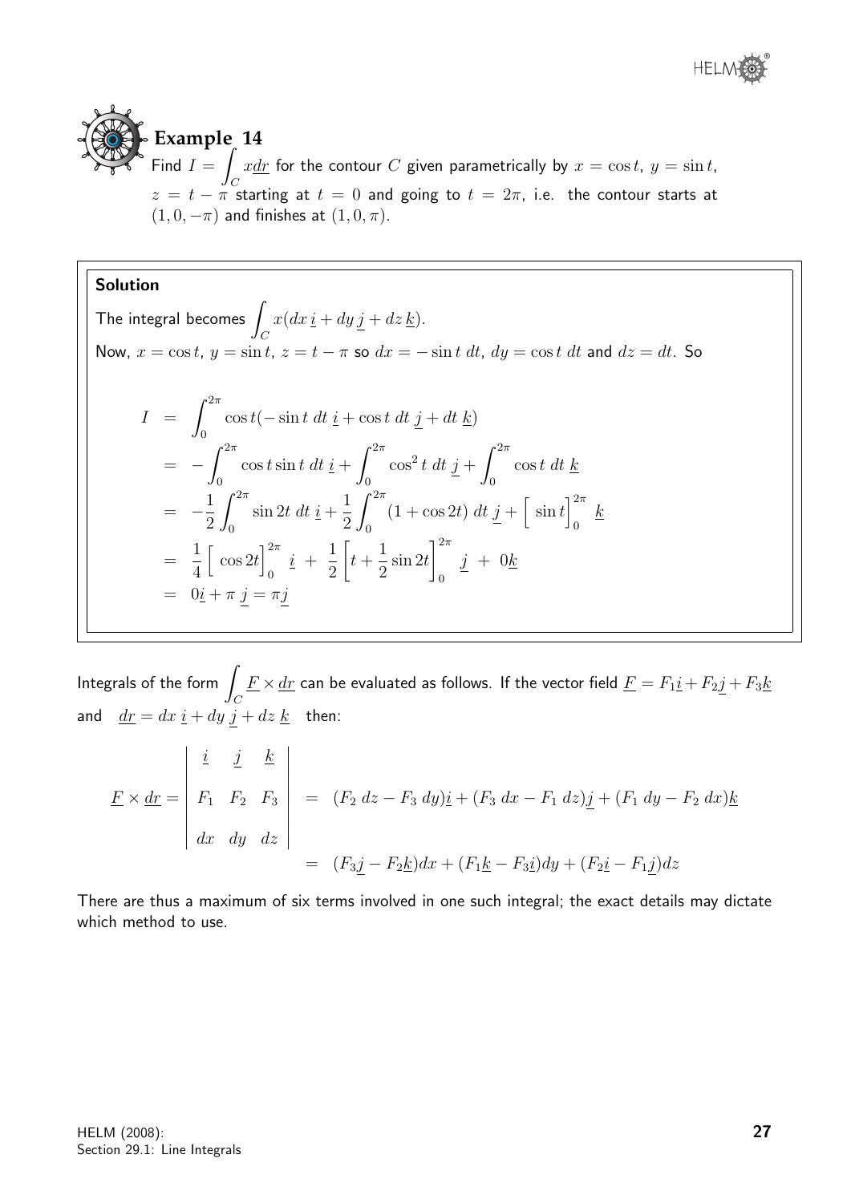## Example 14

Find $I = \int_C x\underline{dr}$ for the contour $C$ given parametrically by $x = \cos t$, $y = \sin t$, $z = t - \pi$ starting at $t = 0$ and going to $t = 2\pi$, i.e. the contour starts at $(1, 0, -\pi)$ and finishes at $(1, 0, \pi)$.

**Solution**

The integral becomes $\int_C x(dx\,\underline{i} + dy\,\underline{j} + dz\,\underline{k})$.

Now, $x = \cos t$, $y = \sin t$, $z = t - \pi$ so $dx = -\sin t\; dt$, $dy = \cos t\; dt$ and $dz = dt$. So

$$
\begin{aligned}
I &= \int_0^{2\pi} \cos t(-\sin t\; dt\; \underline{i} + \cos t\; dt\; \underline{j} + dt\; \underline{k}) \\
&= -\int_0^{2\pi} \cos t \sin t\; dt\; \underline{i} + \int_0^{2\pi} \cos^2 t\; dt\; \underline{j} + \int_0^{2\pi} \cos t\; dt\; \underline{k} \\
&= -\frac{1}{2}\int_0^{2\pi} \sin 2t\; dt\; \underline{i} + \frac{1}{2}\int_0^{2\pi} (1 + \cos 2t)\; dt\; \underline{j} + \Big[\sin t\Big]_0^{2\pi}\; \underline{k} \\
&= \frac{1}{4}\Big[\cos 2t\Big]_0^{2\pi}\; \underline{i} \; + \; \frac{1}{2}\left[t + \frac{1}{2}\sin 2t\right]_0^{2\pi}\; \underline{j} \; + \; 0\underline{k} \\
&= 0\underline{i} + \pi\; \underline{j} = \pi\underline{j}
\end{aligned}
$$

Integrals of the form $\int_C \underline{F} \times \underline{dr}$ can be evaluated as follows. If the vector field $\underline{F} = F_1\underline{i} + F_2\underline{j} + F_3\underline{k}$ and $\underline{dr} = dx\; \underline{i} + dy\; \underline{j} + dz\; \underline{k}$ then:

$$
\begin{aligned}
\underline{F} \times \underline{dr} = \begin{vmatrix} \underline{i} & \underline{j} & \underline{k} \\ F_1 & F_2 & F_3 \\ dx & dy & dz \end{vmatrix} &= (F_2\; dz - F_3\; dy)\underline{i} + (F_3\; dx - F_1\; dz)\underline{j} + (F_1\; dy - F_2\; dx)\underline{k} \\
&= (F_3\underline{j} - F_2\underline{k})dx + (F_1\underline{k} - F_3\underline{i})dy + (F_2\underline{i} - F_1\underline{j})dz
\end{aligned}
$$

There are thus a maximum of six terms involved in one such integral; the exact details may dictate which method to use.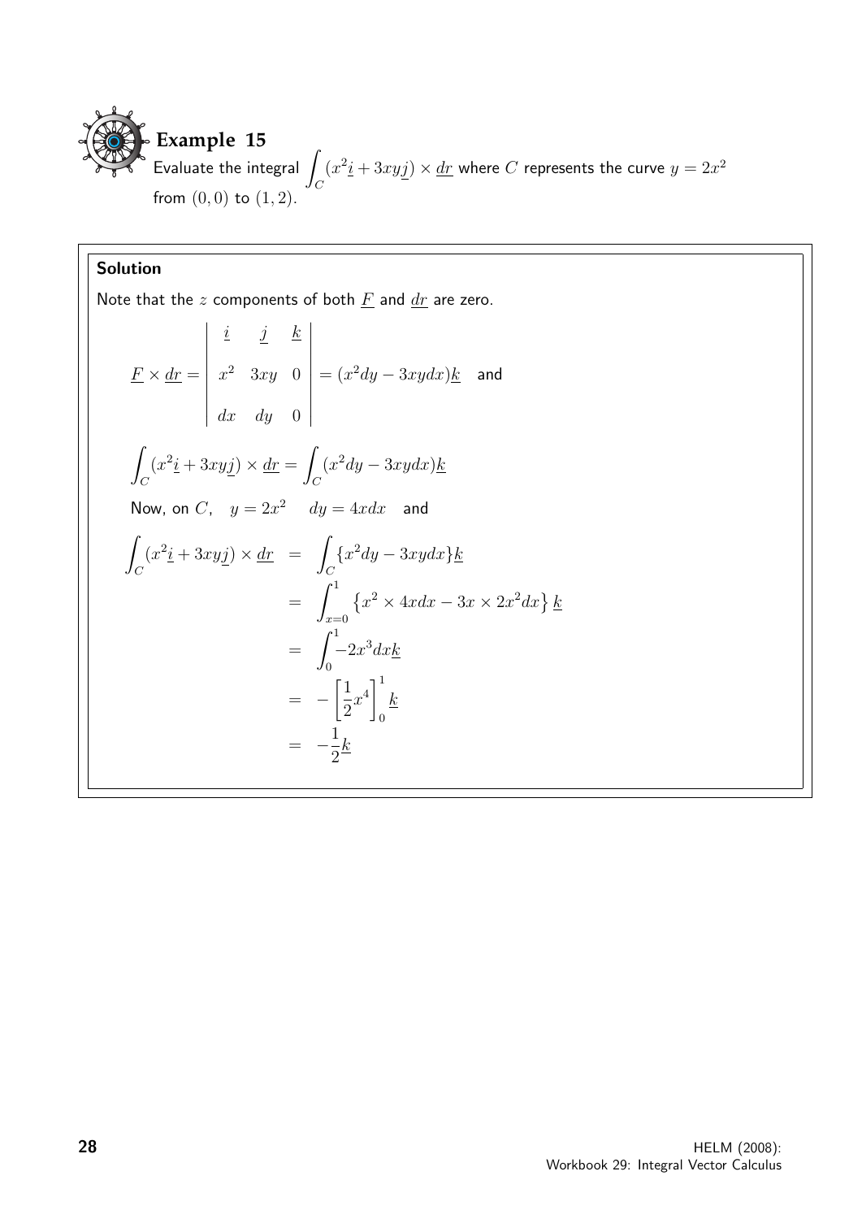## Example 15

Evaluate the integral $\int_C (x^2\underline{i} + 3xy\underline{j}) \times \underline{dr}$ where $C$ represents the curve $y = 2x^2$ from $(0,0)$ to $(1,2)$.

**Solution**

Note that the $z$ components of both $\underline{F}$ and $\underline{dr}$ are zero.

$$\underline{F} \times \underline{dr} = \begin{vmatrix} \underline{i} & \underline{j} & \underline{k} \\ x^2 & 3xy & 0 \\ dx & dy & 0 \end{vmatrix} = (x^2 dy - 3xy dx)\underline{k} \quad \text{and}$$

$$\int_C (x^2\underline{i} + 3xy\underline{j}) \times \underline{dr} = \int_C (x^2 dy - 3xy dx)\underline{k}$$

Now, on $C$, $\quad y = 2x^2 \quad dy = 4x dx \quad$ and

$$\begin{aligned}
\int_C (x^2\underline{i} + 3xy\underline{j}) \times \underline{dr} &= \int_C \{x^2 dy - 3xy dx\}\underline{k} \\
&= \int_{x=0}^{1} \left\{x^2 \times 4x dx - 3x \times 2x^2 dx\right\} \underline{k} \\
&= \int_0^1 -2x^3 dx \underline{k} \\
&= -\left[\frac{1}{2}x^4\right]_0^1 \underline{k} \\
&= -\frac{1}{2}\underline{k}
\end{aligned}$$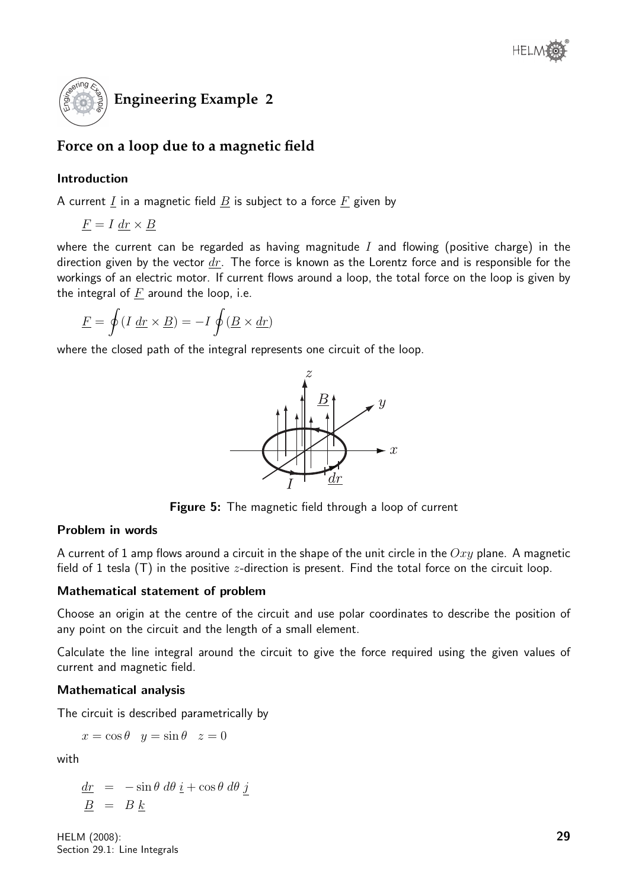## Engineering Example 2

### Force on a loop due to a magnetic field

#### Introduction

A current $\underline{I}$ in a magnetic field $\underline{B}$ is subject to a force $\underline{F}$ given by

$$\underline{F} = I\ \underline{dr} \times \underline{B}$$

where the current can be regarded as having magnitude $I$ and flowing (positive charge) in the direction given by the vector $\underline{dr}$. The force is known as the Lorentz force and is responsible for the workings of an electric motor. If current flows around a loop, the total force on the loop is given by the integral of $\underline{F}$ around the loop, i.e.

$$\underline{F} = \oint (I\ \underline{dr} \times \underline{B}) = -I \oint (\underline{B} \times \underline{dr})$$

where the closed path of the integral represents one circuit of the loop.

**Figure 5:** The magnetic field through a loop of current

#### Problem in words

A current of 1 amp flows around a circuit in the shape of the unit circle in the $Oxy$ plane. A magnetic field of 1 tesla (T) in the positive $z$-direction is present. Find the total force on the circuit loop.

#### Mathematical statement of problem

Choose an origin at the centre of the circuit and use polar coordinates to describe the position of any point on the circuit and the length of a small element.

Calculate the line integral around the circuit to give the force required using the given values of current and magnetic field.

#### Mathematical analysis

The circuit is described parametrically by

$$x = \cos\theta \quad y = \sin\theta \quad z = 0$$

with

$$\begin{aligned} \underline{dr} &= -\sin\theta\ d\theta\ \underline{i} + \cos\theta\ d\theta\ \underline{j} \\ \underline{B} &= B\ \underline{k} \end{aligned}$$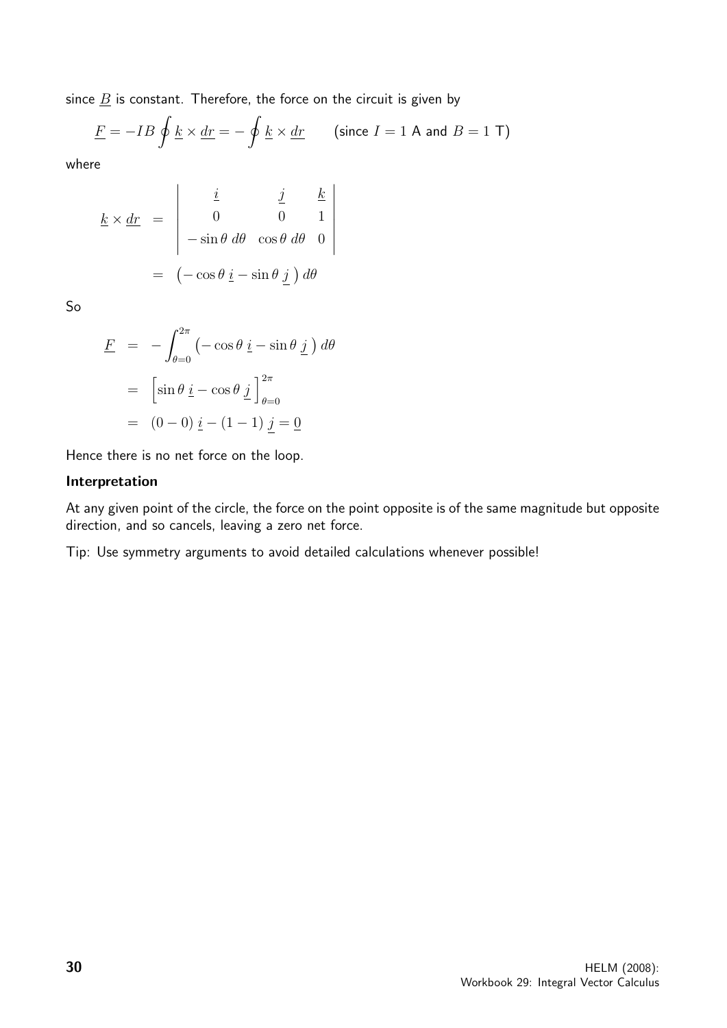since $\underline{B}$ is constant. Therefore, the force on the circuit is given by

$$\underline{F} = -IB \oint \underline{k} \times \underline{dr} = -\oint \underline{k} \times \underline{dr} \qquad \text{(since } I = 1 \text{ A and } B = 1 \text{ T)}$$

where

$$\begin{aligned}
\underline{k} \times \underline{dr} &= \begin{vmatrix} \underline{i} & \underline{j} & \underline{k} \\ 0 & 0 & 1 \\ -\sin\theta \, d\theta & \cos\theta \, d\theta & 0 \end{vmatrix} \\
&= \left( -\cos\theta \, \underline{i} - \sin\theta \, \underline{j} \right) d\theta
\end{aligned}$$

So

$$\begin{aligned}
\underline{F} &= -\int_{\theta=0}^{2\pi} \left( -\cos\theta \, \underline{i} - \sin\theta \, \underline{j} \right) d\theta \\
&= \Big[ \sin\theta \, \underline{i} - \cos\theta \, \underline{j} \Big]_{\theta=0}^{2\pi} \\
&= (0-0)\, \underline{i} - (1-1)\, \underline{j} = \underline{0}
\end{aligned}$$

Hence there is no net force on the loop.

**Interpretation**

At any given point of the circle, the force on the point opposite is of the same magnitude but opposite direction, and so cancels, leaving a zero net force.

Tip: Use symmetry arguments to avoid detailed calculations whenever possible!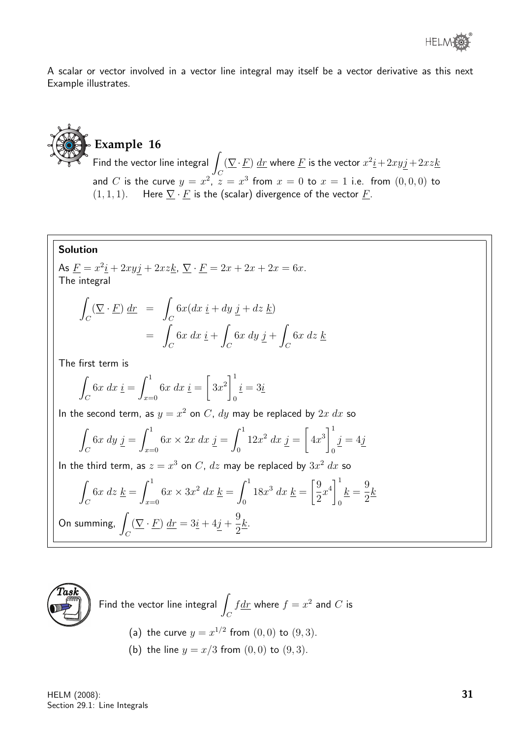A scalar or vector involved in a vector line integral may itself be a vector derivative as this next Example illustrates.

## Example 16

Find the vector line integral $\int_C (\underline{\nabla} \cdot \underline{F}) \, \underline{dr}$ where $\underline{F}$ is the vector $x^2\underline{i} + 2xy\underline{j} + 2xz\underline{k}$ and $C$ is the curve $y = x^2$, $z = x^3$ from $x = 0$ to $x = 1$ i.e. from $(0, 0, 0)$ to $(1, 1, 1)$. Here $\underline{\nabla} \cdot \underline{F}$ is the (scalar) divergence of the vector $\underline{F}$.

**Solution**

As $\underline{F} = x^2\underline{i} + 2xy\underline{j} + 2xz\underline{k}$, $\underline{\nabla} \cdot \underline{F} = 2x + 2x + 2x = 6x$.
The integral

$$
\begin{aligned}
\int_C (\underline{\nabla} \cdot \underline{F}) \, \underline{dr} &= \int_C 6x(dx \, \underline{i} + dy \, \underline{j} + dz \, \underline{k}) \\
&= \int_C 6x \, dx \, \underline{i} + \int_C 6x \, dy \, \underline{j} + \int_C 6x \, dz \, \underline{k}
\end{aligned}
$$

The first term is

$$\int_C 6x \, dx \, \underline{i} = \int_{x=0}^{1} 6x \, dx \, \underline{i} = \left[ 3x^2 \right]_0^1 \underline{i} = 3\underline{i}$$

In the second term, as $y = x^2$ on $C$, $dy$ may be replaced by $2x \, dx$ so

$$\int_C 6x \, dy \, \underline{j} = \int_{x=0}^{1} 6x \times 2x \, dx \, \underline{j} = \int_0^1 12x^2 \, dx \, \underline{j} = \left[ 4x^3 \right]_0^1 \underline{j} = 4\underline{j}$$

In the third term, as $z = x^3$ on $C$, $dz$ may be replaced by $3x^2 \, dx$ so

$$\int_C 6x \, dz \, \underline{k} = \int_{x=0}^{1} 6x \times 3x^2 \, dx \, \underline{k} = \int_0^1 18x^3 \, dx \, \underline{k} = \left[ \frac{9}{2}x^4 \right]_0^1 \underline{k} = \frac{9}{2}\underline{k}$$

On summing, $\int_C (\underline{\nabla} \cdot \underline{F}) \, \underline{dr} = 3\underline{i} + 4\underline{j} + \frac{9}{2}\underline{k}$.

## Task

Find the vector line integral $\int_C f \underline{dr}$ where $f = x^2$ and $C$ is

(a) the curve $y = x^{1/2}$ from $(0, 0)$ to $(9, 3)$.

(b) the line $y = x/3$ from $(0, 0)$ to $(9, 3)$.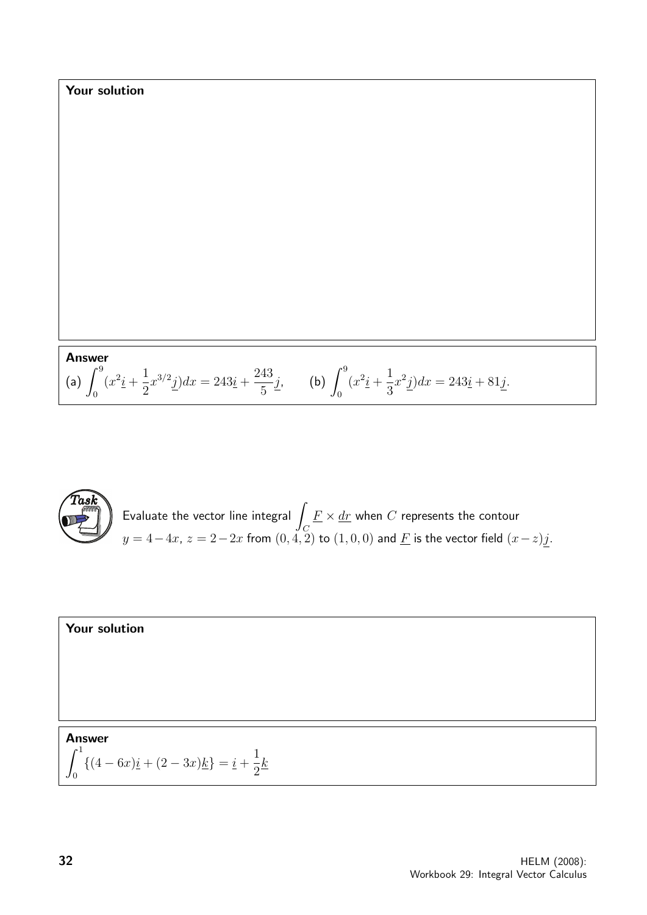**Your solution**

**Answer**

(a) $\displaystyle\int_0^9 (x^2\underline{i} + \frac{1}{2}x^{3/2}\underline{j})dx = 243\underline{i} + \frac{243}{5}\underline{j}$, (b) $\displaystyle\int_0^9 (x^2\underline{i} + \frac{1}{3}x^2\underline{j})dx = 243\underline{i} + 81\underline{j}$.

**Task**

Evaluate the vector line integral $\displaystyle\int_C \underline{F} \times \underline{dr}$ when $C$ represents the contour $y = 4 - 4x$, $z = 2 - 2x$ from $(0, 4, 2)$ to $(1, 0, 0)$ and $\underline{F}$ is the vector field $(x - z)\underline{j}$.

**Your solution**

**Answer**

$$\int_0^1 \{(4 - 6x)\underline{i} + (2 - 3x)\underline{k}\} = \underline{i} + \frac{1}{2}\underline{k}$$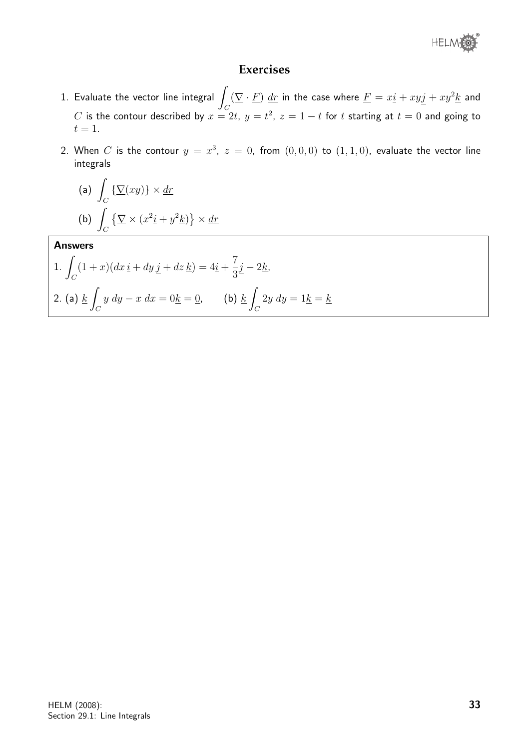## Exercises

1. Evaluate the vector line integral $\displaystyle\int_C (\underline{\nabla} \cdot \underline{F})\ \underline{dr}$ in the case where $\underline{F} = x\underline{i} + xy\underline{j} + xy^2\underline{k}$ and $C$ is the contour described by $x = 2t$, $y = t^2$, $z = 1 - t$ for $t$ starting at $t = 0$ and going to $t = 1$.

2. When $C$ is the contour $y = x^3$, $z = 0$, from $(0, 0, 0)$ to $(1, 1, 0)$, evaluate the vector line integrals

   (a) $\displaystyle\int_C \{\underline{\nabla}(xy)\} \times \underline{dr}$

   (b) $\displaystyle\int_C \left\{\underline{\nabla} \times (x^2\underline{i} + y^2\underline{k})\right\} \times \underline{dr}$

**Answers**

1. $\displaystyle\int_C (1 + x)(dx\,\underline{i} + dy\,\underline{j} + dz\,\underline{k}) = 4\underline{i} + \frac{7}{3}\underline{j} - 2\underline{k}$,

2. (a) $\displaystyle\underline{k}\int_C y\ dy - x\ dx = 0\underline{k} = \underline{0}$, (b) $\displaystyle\underline{k}\int_C 2y\ dy = 1\underline{k} = \underline{k}$